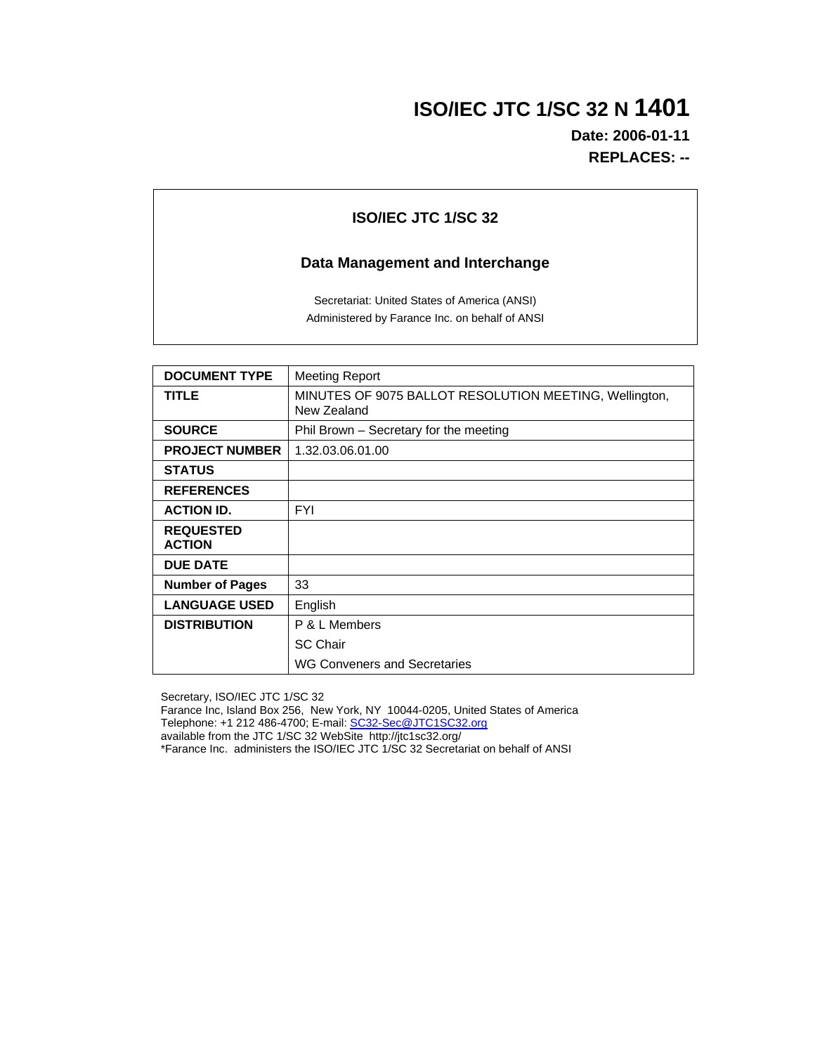# ISO/IEC JTC 1/SC 32 N 1401

**Date: 2006-01-11**

**REPLACES: --**

**ISO/IEC JTC 1/SC 32**

**Data Management and Interchange**

Secretariat: United States of America (ANSI)

Administered by Farance Inc. on behalf of ANSI

| | |
|---|---|
| **DOCUMENT TYPE** | Meeting Report |
| **TITLE** | MINUTES OF 9075 BALLOT RESOLUTION MEETING, Wellington, New Zealand |
| **SOURCE** | Phil Brown – Secretary for the meeting |
| **PROJECT NUMBER** | 1.32.03.06.01.00 |
| **STATUS** | |
| **REFERENCES** | |
| **ACTION ID.** | FYI |
| **REQUESTED ACTION** | |
| **DUE DATE** | |
| **Number of Pages** | 33 |
| **LANGUAGE USED** | English |
| **DISTRIBUTION** | P & L Members<br>SC Chair<br>WG Conveners and Secretaries |

Secretary, ISO/IEC JTC 1/SC 32
Farance Inc, Island Box 256, New York, NY 10044-0205, United States of America
Telephone: +1 212 486-4700; E-mail: SC32-Sec@JTC1SC32.org
available from the JTC 1/SC 32 WebSite http://jtc1sc32.org/
*Farance Inc. administers the ISO/IEC JTC 1/SC 32 Secretariat on behalf of ANSI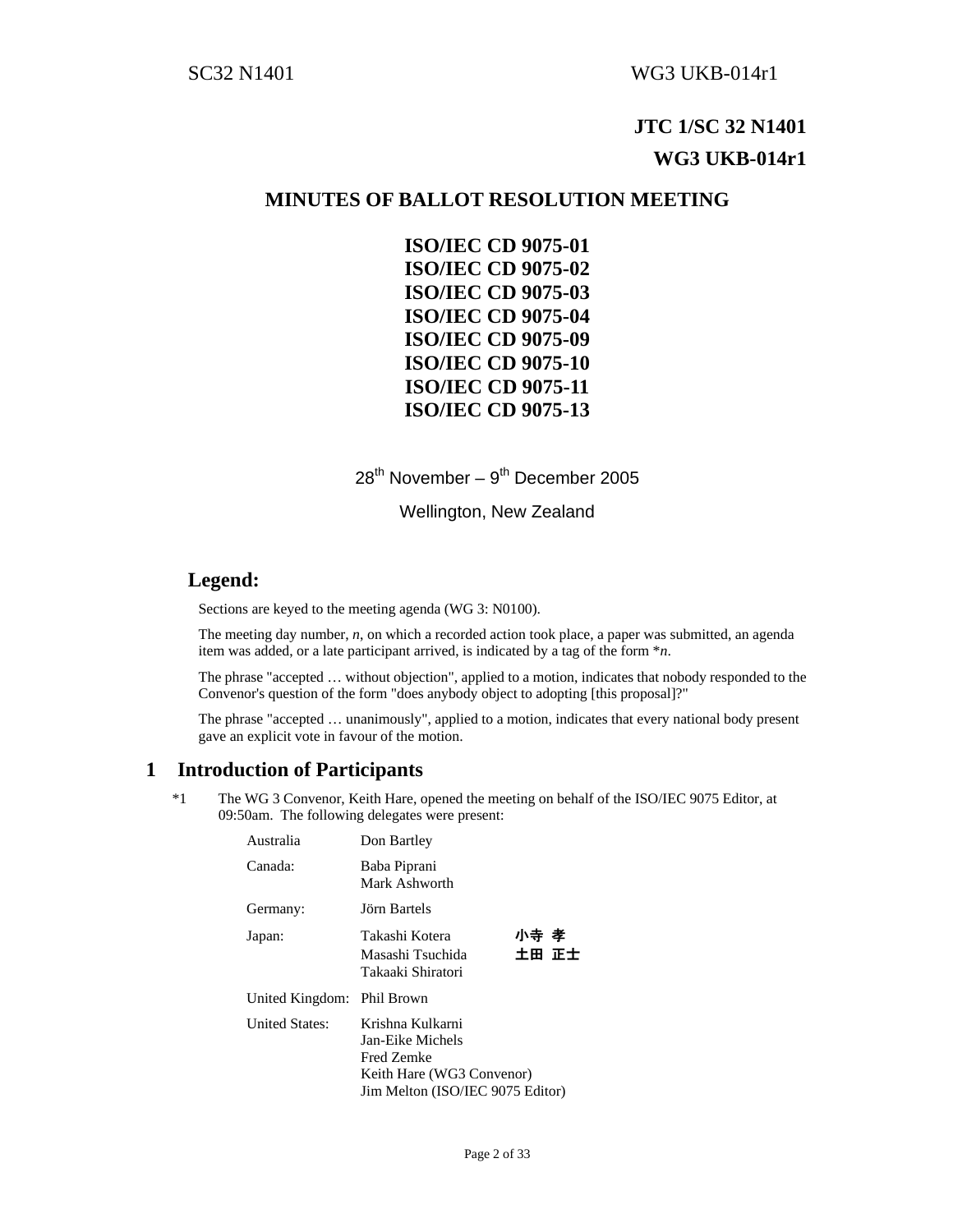**JTC 1/SC 32 N1401**

**WG3 UKB-014r1**

# MINUTES OF BALLOT RESOLUTION MEETING

**ISO/IEC CD 9075-01**
**ISO/IEC CD 9075-02**
**ISO/IEC CD 9075-03**
**ISO/IEC CD 9075-04**
**ISO/IEC CD 9075-09**
**ISO/IEC CD 9075-10**
**ISO/IEC CD 9075-11**
**ISO/IEC CD 9075-13**

28th November – 9th December 2005

Wellington, New Zealand

## Legend:

Sections are keyed to the meeting agenda (WG 3: N0100).

The meeting day number, *n*, on which a recorded action took place, a paper was submitted, an agenda item was added, or a late participant arrived, is indicated by a tag of the form *n*.

The phrase "accepted … without objection", applied to a motion, indicates that nobody responded to the Convenor's question of the form "does anybody object to adopting [this proposal]?"

The phrase "accepted … unanimously", applied to a motion, indicates that every national body present gave an explicit vote in favour of the motion.

# 1 Introduction of Participants

*1 The WG 3 Convenor, Keith Hare, opened the meeting on behalf of the ISO/IEC 9075 Editor, at 09:50am. The following delegates were present:

| | | |
|---|---|---|
| Australia | Don Bartley | |
| Canada: | Baba Piprani<br>Mark Ashworth | |
| Germany: | Jörn Bartels | |
| Japan: | Takashi Kotera<br>Masashi Tsuchida<br>Takaaki Shiratori | 小寺 孝<br>土田 正士 |
| United Kingdom: | Phil Brown | |
| United States: | Krishna Kulkarni<br>Jan-Eike Michels<br>Fred Zemke<br>Keith Hare (WG3 Convenor)<br>Jim Melton (ISO/IEC 9075 Editor) | |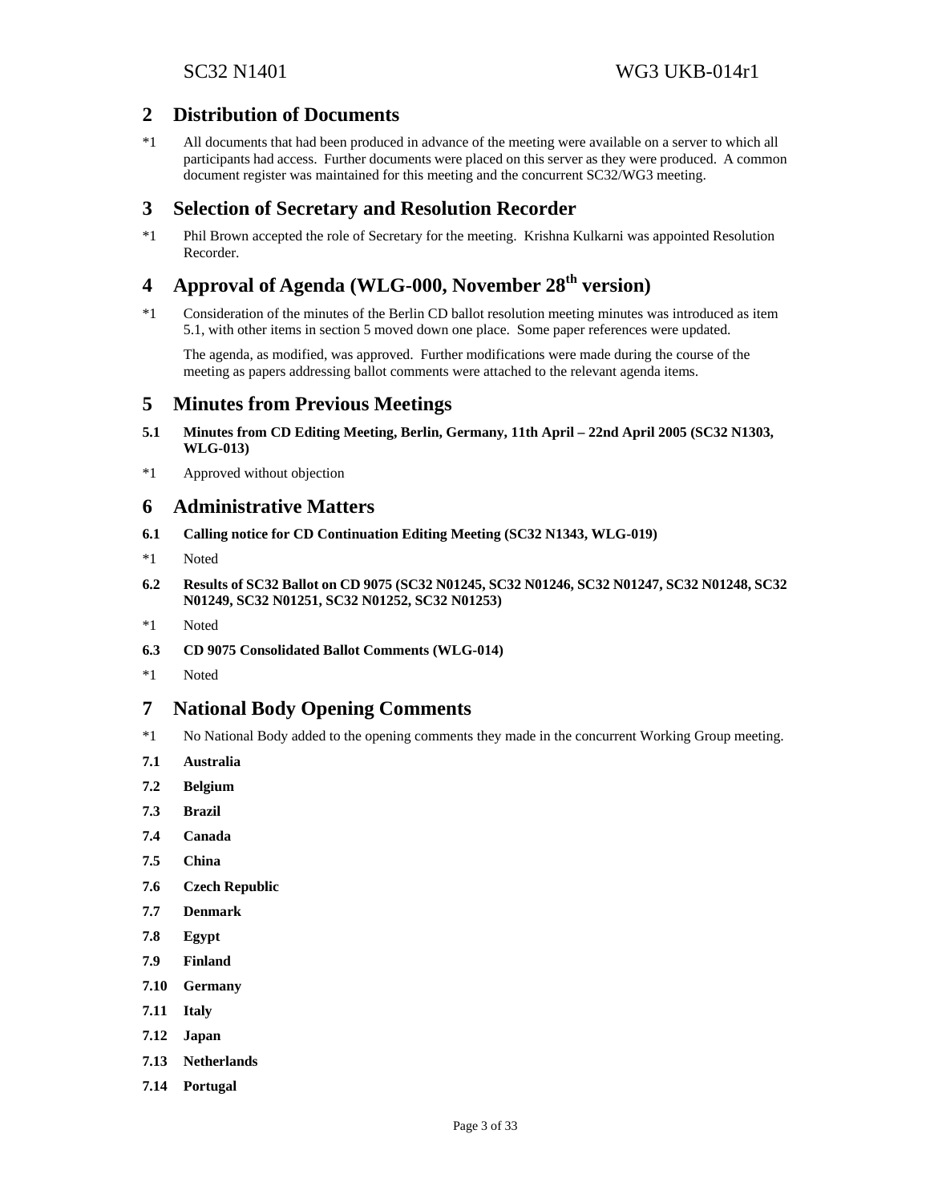## 2 Distribution of Documents

*1 All documents that had been produced in advance of the meeting were available on a server to which all participants had access. Further documents were placed on this server as they were produced. A common document register was maintained for this meeting and the concurrent SC32/WG3 meeting.

## 3 Selection of Secretary and Resolution Recorder

*1 Phil Brown accepted the role of Secretary for the meeting. Krishna Kulkarni was appointed Resolution Recorder.

## 4 Approval of Agenda (WLG-000, November 28th version)

*1 Consideration of the minutes of the Berlin CD ballot resolution meeting minutes was introduced as item 5.1, with other items in section 5 moved down one place. Some paper references were updated.

The agenda, as modified, was approved. Further modifications were made during the course of the meeting as papers addressing ballot comments were attached to the relevant agenda items.

## 5 Minutes from Previous Meetings

**5.1 Minutes from CD Editing Meeting, Berlin, Germany, 11th April – 22nd April 2005 (SC32 N1303, WLG-013)**

*1 Approved without objection

## 6 Administrative Matters

**6.1 Calling notice for CD Continuation Editing Meeting (SC32 N1343, WLG-019)**

*1 Noted

**6.2 Results of SC32 Ballot on CD 9075 (SC32 N01245, SC32 N01246, SC32 N01247, SC32 N01248, SC32 N01249, SC32 N01251, SC32 N01252, SC32 N01253)**

*1 Noted

**6.3 CD 9075 Consolidated Ballot Comments (WLG-014)**

*1 Noted

## 7 National Body Opening Comments

*1 No National Body added to the opening comments they made in the concurrent Working Group meeting.

**7.1 Australia**

**7.2 Belgium**

**7.3 Brazil**

**7.4 Canada**

**7.5 China**

**7.6 Czech Republic**

**7.7 Denmark**

**7.8 Egypt**

**7.9 Finland**

**7.10 Germany**

**7.11 Italy**

**7.12 Japan**

**7.13 Netherlands**

**7.14 Portugal**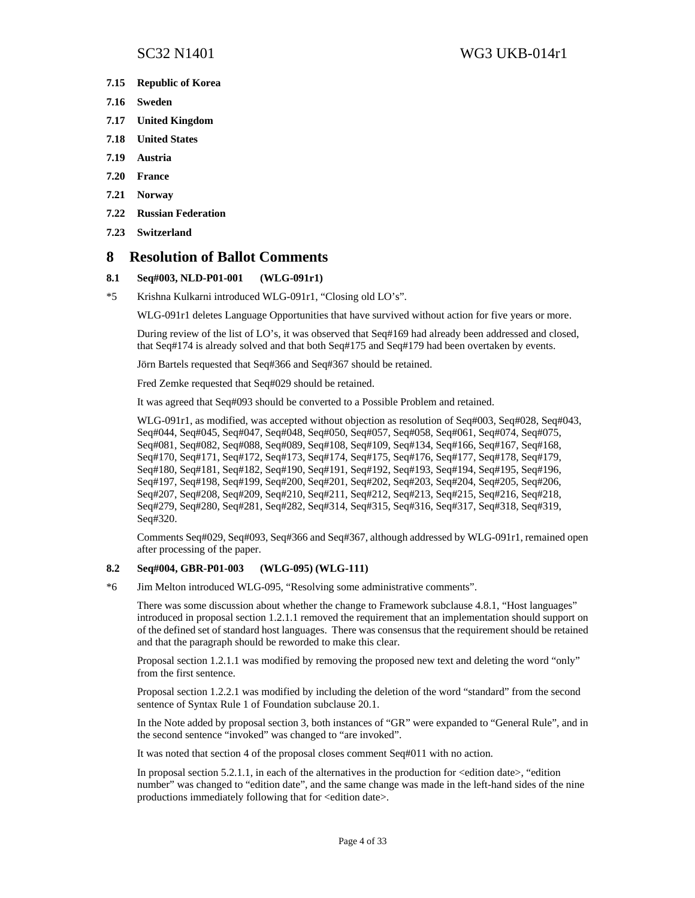**7.15 Republic of Korea**

**7.16 Sweden**

**7.17 United Kingdom**

**7.18 United States**

**7.19 Austria**

**7.20 France**

**7.21 Norway**

**7.22 Russian Federation**

**7.23 Switzerland**

# 8 Resolution of Ballot Comments

### 8.1 Seq#003, NLD-P01-001 (WLG-091r1)

*5 Krishna Kulkarni introduced WLG-091r1, "Closing old LO's".

WLG-091r1 deletes Language Opportunities that have survived without action for five years or more.

During review of the list of LO's, it was observed that Seq#169 had already been addressed and closed, that Seq#174 is already solved and that both Seq#175 and Seq#179 had been overtaken by events.

Jörn Bartels requested that Seq#366 and Seq#367 should be retained.

Fred Zemke requested that Seq#029 should be retained.

It was agreed that Seq#093 should be converted to a Possible Problem and retained.

WLG-091r1, as modified, was accepted without objection as resolution of Seq#003, Seq#028, Seq#043, Seq#044, Seq#045, Seq#047, Seq#048, Seq#050, Seq#057, Seq#058, Seq#061, Seq#074, Seq#075, Seq#081, Seq#082, Seq#088, Seq#089, Seq#108, Seq#109, Seq#134, Seq#166, Seq#167, Seq#168, Seq#170, Seq#171, Seq#172, Seq#173, Seq#174, Seq#175, Seq#176, Seq#177, Seq#178, Seq#179, Seq#180, Seq#181, Seq#182, Seq#190, Seq#191, Seq#192, Seq#193, Seq#194, Seq#195, Seq#196, Seq#197, Seq#198, Seq#199, Seq#200, Seq#201, Seq#202, Seq#203, Seq#204, Seq#205, Seq#206, Seq#207, Seq#208, Seq#209, Seq#210, Seq#211, Seq#212, Seq#213, Seq#215, Seq#216, Seq#218, Seq#279, Seq#280, Seq#281, Seq#282, Seq#314, Seq#315, Seq#316, Seq#317, Seq#318, Seq#319, Seq#320.

Comments Seq#029, Seq#093, Seq#366 and Seq#367, although addressed by WLG-091r1, remained open after processing of the paper.

### 8.2 Seq#004, GBR-P01-003 (WLG-095) (WLG-111)

*6 Jim Melton introduced WLG-095, "Resolving some administrative comments".

There was some discussion about whether the change to Framework subclause 4.8.1, "Host languages" introduced in proposal section 1.2.1.1 removed the requirement that an implementation should support on of the defined set of standard host languages. There was consensus that the requirement should be retained and that the paragraph should be reworded to make this clear.

Proposal section 1.2.1.1 was modified by removing the proposed new text and deleting the word "only" from the first sentence.

Proposal section 1.2.2.1 was modified by including the deletion of the word "standard" from the second sentence of Syntax Rule 1 of Foundation subclause 20.1.

In the Note added by proposal section 3, both instances of "GR" were expanded to "General Rule", and in the second sentence "invoked" was changed to "are invoked".

It was noted that section 4 of the proposal closes comment Seq#011 with no action.

In proposal section 5.2.1.1, in each of the alternatives in the production for <edition date>, "edition number" was changed to "edition date", and the same change was made in the left-hand sides of the nine productions immediately following that for <edition date>.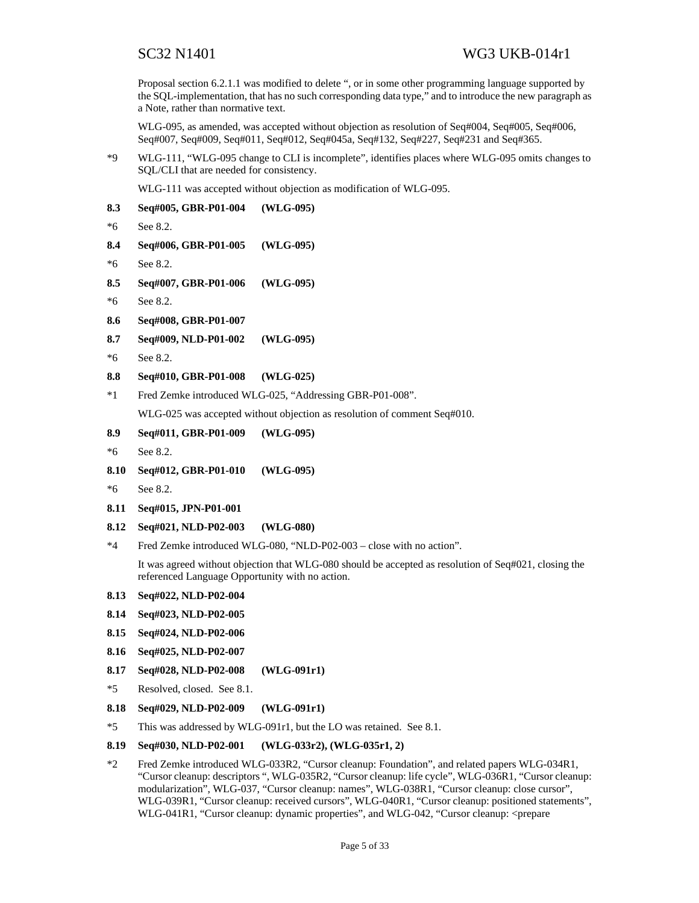Proposal section 6.2.1.1 was modified to delete ", or in some other programming language supported by the SQL-implementation, that has no such corresponding data type," and to introduce the new paragraph as a Note, rather than normative text.

WLG-095, as amended, was accepted without objection as resolution of Seq#004, Seq#005, Seq#006, Seq#007, Seq#009, Seq#011, Seq#012, Seq#045a, Seq#132, Seq#227, Seq#231 and Seq#365.

*9 WLG-111, "WLG-095 change to CLI is incomplete", identifies places where WLG-095 omits changes to SQL/CLI that are needed for consistency.

WLG-111 was accepted without objection as modification of WLG-095.

**8.3 Seq#005, GBR-P01-004 (WLG-095)**

*6 See 8.2.

**8.4 Seq#006, GBR-P01-005 (WLG-095)**

*6 See 8.2.

**8.5 Seq#007, GBR-P01-006 (WLG-095)**

*6 See 8.2.

**8.6 Seq#008, GBR-P01-007**

**8.7 Seq#009, NLD-P01-002 (WLG-095)**

*6 See 8.2.

**8.8 Seq#010, GBR-P01-008 (WLG-025)**

*1 Fred Zemke introduced WLG-025, "Addressing GBR-P01-008".

WLG-025 was accepted without objection as resolution of comment Seq#010.

**8.9 Seq#011, GBR-P01-009 (WLG-095)**

*6 See 8.2.

**8.10 Seq#012, GBR-P01-010 (WLG-095)**

*6 See 8.2.

**8.11 Seq#015, JPN-P01-001**

**8.12 Seq#021, NLD-P02-003 (WLG-080)**

*4 Fred Zemke introduced WLG-080, "NLD-P02-003 – close with no action".

It was agreed without objection that WLG-080 should be accepted as resolution of Seq#021, closing the referenced Language Opportunity with no action.

**8.13 Seq#022, NLD-P02-004**

**8.14 Seq#023, NLD-P02-005**

**8.15 Seq#024, NLD-P02-006**

**8.16 Seq#025, NLD-P02-007**

**8.17 Seq#028, NLD-P02-008 (WLG-091r1)**

*5 Resolved, closed. See 8.1.

**8.18 Seq#029, NLD-P02-009 (WLG-091r1)**

*5 This was addressed by WLG-091r1, but the LO was retained. See 8.1.

**8.19 Seq#030, NLD-P02-001 (WLG-033r2), (WLG-035r1, 2)**

*2 Fred Zemke introduced WLG-033R2, "Cursor cleanup: Foundation", and related papers WLG-034R1, "Cursor cleanup: descriptors ", WLG-035R2, "Cursor cleanup: life cycle", WLG-036R1, "Cursor cleanup: modularization", WLG-037, "Cursor cleanup: names", WLG-038R1, "Cursor cleanup: close cursor", WLG-039R1, "Cursor cleanup: received cursors", WLG-040R1, "Cursor cleanup: positioned statements", WLG-041R1, "Cursor cleanup: dynamic properties", and WLG-042, "Cursor cleanup: <prepare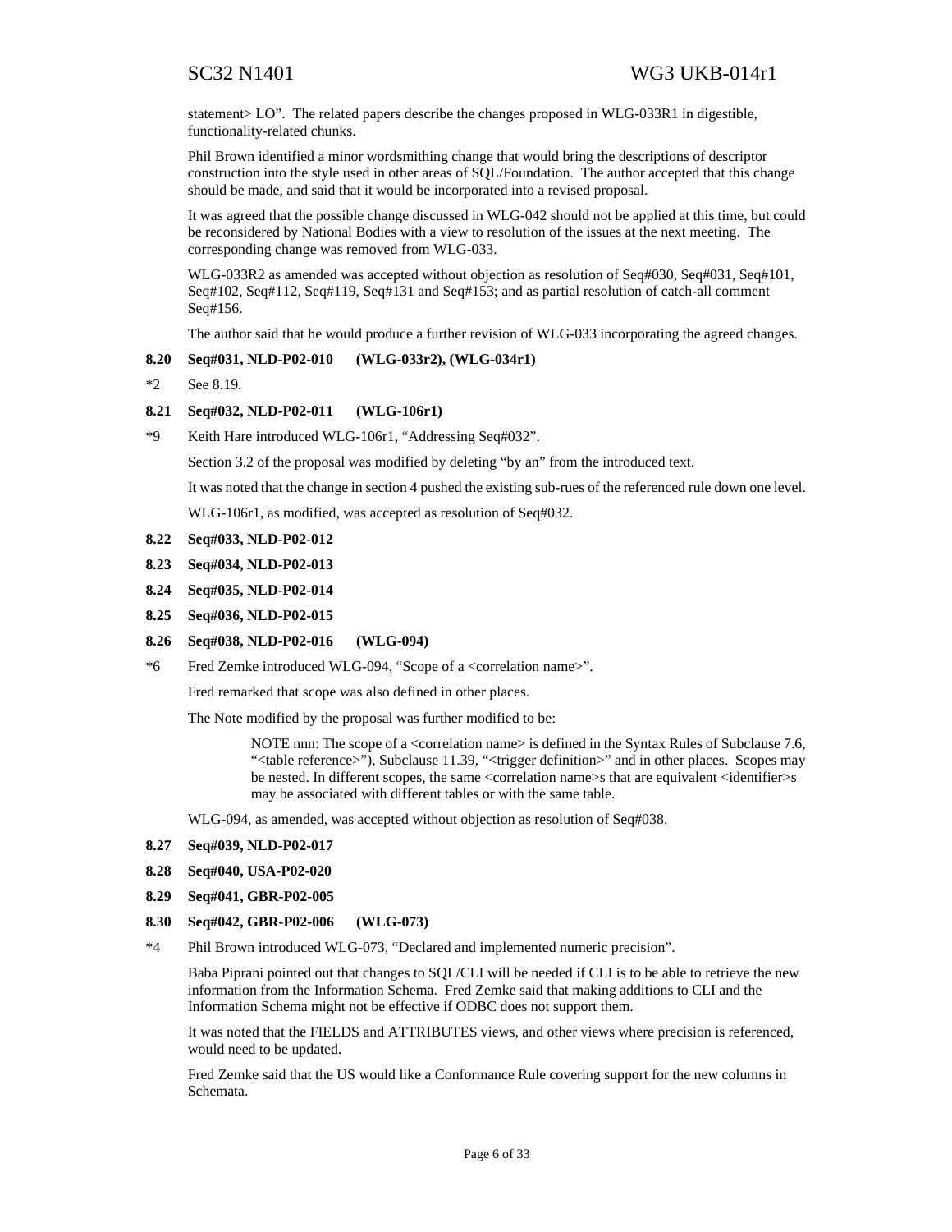statement> LO". The related papers describe the changes proposed in WLG-033R1 in digestible, functionality-related chunks.

Phil Brown identified a minor wordsmithing change that would bring the descriptions of descriptor construction into the style used in other areas of SQL/Foundation. The author accepted that this change should be made, and said that it would be incorporated into a revised proposal.

It was agreed that the possible change discussed in WLG-042 should not be applied at this time, but could be reconsidered by National Bodies with a view to resolution of the issues at the next meeting. The corresponding change was removed from WLG-033.

WLG-033R2 as amended was accepted without objection as resolution of Seq#030, Seq#031, Seq#101, Seq#102, Seq#112, Seq#119, Seq#131 and Seq#153; and as partial resolution of catch-all comment Seq#156.

The author said that he would produce a further revision of WLG-033 incorporating the agreed changes.

**8.20 Seq#031, NLD-P02-010 (WLG-033r2), (WLG-034r1)**

*2 See 8.19.

**8.21 Seq#032, NLD-P02-011 (WLG-106r1)**

*9 Keith Hare introduced WLG-106r1, "Addressing Seq#032".

Section 3.2 of the proposal was modified by deleting "by an" from the introduced text.

It was noted that the change in section 4 pushed the existing sub-rues of the referenced rule down one level.

WLG-106r1, as modified, was accepted as resolution of Seq#032.

**8.22 Seq#033, NLD-P02-012**

**8.23 Seq#034, NLD-P02-013**

**8.24 Seq#035, NLD-P02-014**

**8.25 Seq#036, NLD-P02-015**

**8.26 Seq#038, NLD-P02-016 (WLG-094)**

*6 Fred Zemke introduced WLG-094, "Scope of a <correlation name>".

Fred remarked that scope was also defined in other places.

The Note modified by the proposal was further modified to be:

> NOTE nnn: The scope of a <correlation name> is defined in the Syntax Rules of Subclause 7.6, "<table reference>"), Subclause 11.39, "<trigger definition>" and in other places. Scopes may be nested. In different scopes, the same <correlation name>s that are equivalent <identifier>s may be associated with different tables or with the same table.

WLG-094, as amended, was accepted without objection as resolution of Seq#038.

**8.27 Seq#039, NLD-P02-017**

**8.28 Seq#040, USA-P02-020**

**8.29 Seq#041, GBR-P02-005**

**8.30 Seq#042, GBR-P02-006 (WLG-073)**

*4 Phil Brown introduced WLG-073, "Declared and implemented numeric precision".

Baba Piprani pointed out that changes to SQL/CLI will be needed if CLI is to be able to retrieve the new information from the Information Schema. Fred Zemke said that making additions to CLI and the Information Schema might not be effective if ODBC does not support them.

It was noted that the FIELDS and ATTRIBUTES views, and other views where precision is referenced, would need to be updated.

Fred Zemke said that the US would like a Conformance Rule covering support for the new columns in Schemata.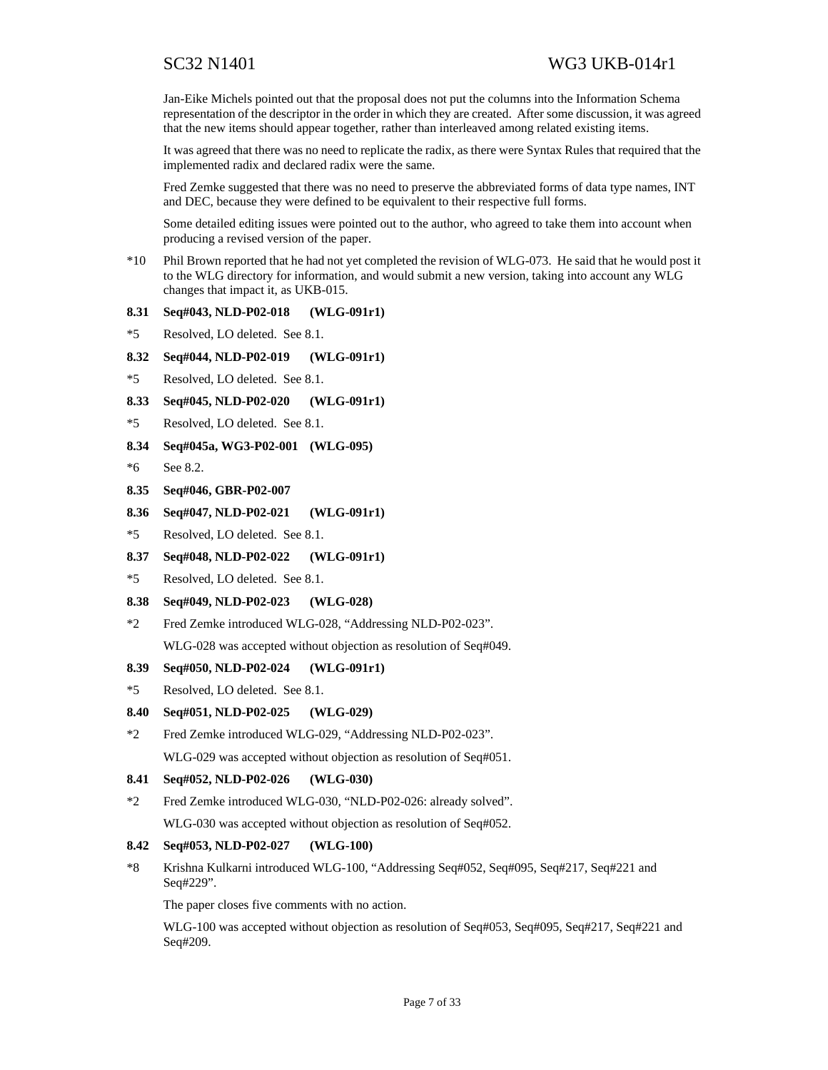Jan-Eike Michels pointed out that the proposal does not put the columns into the Information Schema representation of the descriptor in the order in which they are created. After some discussion, it was agreed that the new items should appear together, rather than interleaved among related existing items.

It was agreed that there was no need to replicate the radix, as there were Syntax Rules that required that the implemented radix and declared radix were the same.

Fred Zemke suggested that there was no need to preserve the abbreviated forms of data type names, INT and DEC, because they were defined to be equivalent to their respective full forms.

Some detailed editing issues were pointed out to the author, who agreed to take them into account when producing a revised version of the paper.

*10 Phil Brown reported that he had not yet completed the revision of WLG-073. He said that he would post it to the WLG directory for information, and would submit a new version, taking into account any WLG changes that impact it, as UKB-015.

**8.31 Seq#043, NLD-P02-018 (WLG-091r1)**

*5 Resolved, LO deleted. See 8.1.

**8.32 Seq#044, NLD-P02-019 (WLG-091r1)**

*5 Resolved, LO deleted. See 8.1.

**8.33 Seq#045, NLD-P02-020 (WLG-091r1)**

*5 Resolved, LO deleted. See 8.1.

**8.34 Seq#045a, WG3-P02-001 (WLG-095)**

*6 See 8.2.

**8.35 Seq#046, GBR-P02-007**

**8.36 Seq#047, NLD-P02-021 (WLG-091r1)**

*5 Resolved, LO deleted. See 8.1.

**8.37 Seq#048, NLD-P02-022 (WLG-091r1)**

*5 Resolved, LO deleted. See 8.1.

**8.38 Seq#049, NLD-P02-023 (WLG-028)**

*2 Fred Zemke introduced WLG-028, "Addressing NLD-P02-023".

WLG-028 was accepted without objection as resolution of Seq#049.

**8.39 Seq#050, NLD-P02-024 (WLG-091r1)**

*5 Resolved, LO deleted. See 8.1.

**8.40 Seq#051, NLD-P02-025 (WLG-029)**

*2 Fred Zemke introduced WLG-029, "Addressing NLD-P02-023".

WLG-029 was accepted without objection as resolution of Seq#051.

**8.41 Seq#052, NLD-P02-026 (WLG-030)**

*2 Fred Zemke introduced WLG-030, "NLD-P02-026: already solved".

WLG-030 was accepted without objection as resolution of Seq#052.

**8.42 Seq#053, NLD-P02-027 (WLG-100)**

*8 Krishna Kulkarni introduced WLG-100, "Addressing Seq#052, Seq#095, Seq#217, Seq#221 and Seq#229".

The paper closes five comments with no action.

WLG-100 was accepted without objection as resolution of Seq#053, Seq#095, Seq#217, Seq#221 and Seq#209.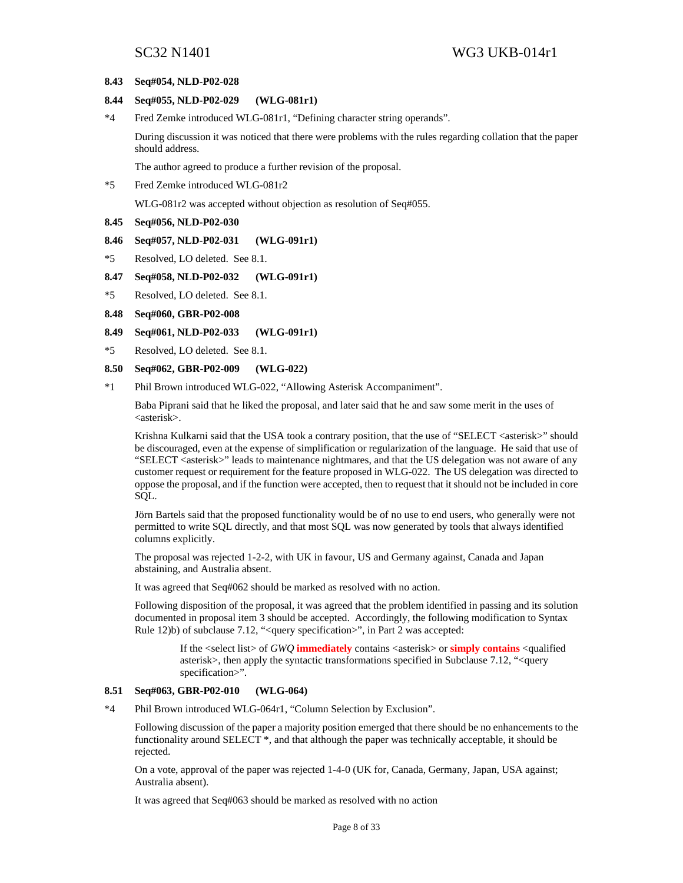### 8.43 Seq#054, NLD-P02-028

### 8.44 Seq#055, NLD-P02-029 (WLG-081r1)

*4 Fred Zemke introduced WLG-081r1, "Defining character string operands".

During discussion it was noticed that there were problems with the rules regarding collation that the paper should address.

The author agreed to produce a further revision of the proposal.

*5 Fred Zemke introduced WLG-081r2

WLG-081r2 was accepted without objection as resolution of Seq#055.

### 8.45 Seq#056, NLD-P02-030

### 8.46 Seq#057, NLD-P02-031 (WLG-091r1)

*5 Resolved, LO deleted. See 8.1.

### 8.47 Seq#058, NLD-P02-032 (WLG-091r1)

*5 Resolved, LO deleted. See 8.1.

### 8.48 Seq#060, GBR-P02-008

### 8.49 Seq#061, NLD-P02-033 (WLG-091r1)

*5 Resolved, LO deleted. See 8.1.

### 8.50 Seq#062, GBR-P02-009 (WLG-022)

*1 Phil Brown introduced WLG-022, "Allowing Asterisk Accompaniment".

Baba Piprani said that he liked the proposal, and later said that he and saw some merit in the uses of <asterisk>.

Krishna Kulkarni said that the USA took a contrary position, that the use of "SELECT <asterisk>" should be discouraged, even at the expense of simplification or regularization of the language. He said that use of "SELECT <asterisk>" leads to maintenance nightmares, and that the US delegation was not aware of any customer request or requirement for the feature proposed in WLG-022. The US delegation was directed to oppose the proposal, and if the function were accepted, then to request that it should not be included in core SQL.

Jörn Bartels said that the proposed functionality would be of no use to end users, who generally were not permitted to write SQL directly, and that most SQL was now generated by tools that always identified columns explicitly.

The proposal was rejected 1-2-2, with UK in favour, US and Germany against, Canada and Japan abstaining, and Australia absent.

It was agreed that Seq#062 should be marked as resolved with no action.

Following disposition of the proposal, it was agreed that the problem identified in passing and its solution documented in proposal item 3 should be accepted. Accordingly, the following modification to Syntax Rule 12)b) of subclause 7.12, "<query specification>", in Part 2 was accepted:

> If the <select list> of *GWQ* **immediately** contains <asterisk> or **simply contains** <qualified asterisk>, then apply the syntactic transformations specified in Subclause 7.12, "<query specification>".

### 8.51 Seq#063, GBR-P02-010 (WLG-064)

*4 Phil Brown introduced WLG-064r1, "Column Selection by Exclusion".

Following discussion of the paper a majority position emerged that there should be no enhancements to the functionality around SELECT *, and that although the paper was technically acceptable, it should be rejected.

On a vote, approval of the paper was rejected 1-4-0 (UK for, Canada, Germany, Japan, USA against; Australia absent).

It was agreed that Seq#063 should be marked as resolved with no action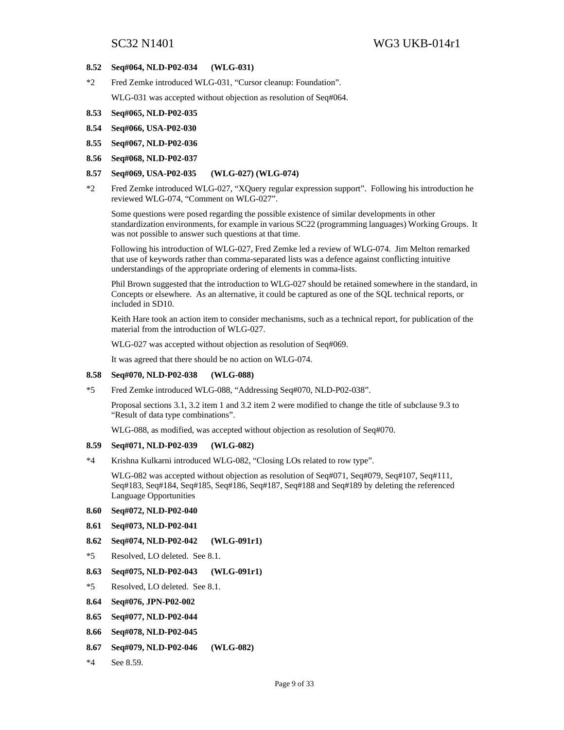### 8.52 Seq#064, NLD-P02-034 (WLG-031)

*2 Fred Zemke introduced WLG-031, “Cursor cleanup: Foundation”.

WLG-031 was accepted without objection as resolution of Seq#064.

### 8.53 Seq#065, NLD-P02-035

### 8.54 Seq#066, USA-P02-030

### 8.55 Seq#067, NLD-P02-036

### 8.56 Seq#068, NLD-P02-037

### 8.57 Seq#069, USA-P02-035 (WLG-027) (WLG-074)

*2 Fred Zemke introduced WLG-027, “XQuery regular expression support”. Following his introduction he reviewed WLG-074, “Comment on WLG-027”.

Some questions were posed regarding the possible existence of similar developments in other standardization environments, for example in various SC22 (programming languages) Working Groups. It was not possible to answer such questions at that time.

Following his introduction of WLG-027, Fred Zemke led a review of WLG-074. Jim Melton remarked that use of keywords rather than comma-separated lists was a defence against conflicting intuitive understandings of the appropriate ordering of elements in comma-lists.

Phil Brown suggested that the introduction to WLG-027 should be retained somewhere in the standard, in Concepts or elsewhere. As an alternative, it could be captured as one of the SQL technical reports, or included in SD10.

Keith Hare took an action item to consider mechanisms, such as a technical report, for publication of the material from the introduction of WLG-027.

WLG-027 was accepted without objection as resolution of Seq#069.

It was agreed that there should be no action on WLG-074.

### 8.58 Seq#070, NLD-P02-038 (WLG-088)

*5 Fred Zemke introduced WLG-088, “Addressing Seq#070, NLD-P02-038”.

Proposal sections 3.1, 3.2 item 1 and 3.2 item 2 were modified to change the title of subclause 9.3 to “Result of data type combinations”.

WLG-088, as modified, was accepted without objection as resolution of Seq#070.

### 8.59 Seq#071, NLD-P02-039 (WLG-082)

*4 Krishna Kulkarni introduced WLG-082, “Closing LOs related to row type”.

WLG-082 was accepted without objection as resolution of Seq#071, Seq#079, Seq#107, Seq#111, Seq#183, Seq#184, Seq#185, Seq#186, Seq#187, Seq#188 and Seq#189 by deleting the referenced Language Opportunities

### 8.60 Seq#072, NLD-P02-040

### 8.61 Seq#073, NLD-P02-041

### 8.62 Seq#074, NLD-P02-042 (WLG-091r1)

*5 Resolved, LO deleted. See 8.1.

### 8.63 Seq#075, NLD-P02-043 (WLG-091r1)

*5 Resolved, LO deleted. See 8.1.

### 8.64 Seq#076, JPN-P02-002

### 8.65 Seq#077, NLD-P02-044

### 8.66 Seq#078, NLD-P02-045

### 8.67 Seq#079, NLD-P02-046 (WLG-082)

*4 See 8.59.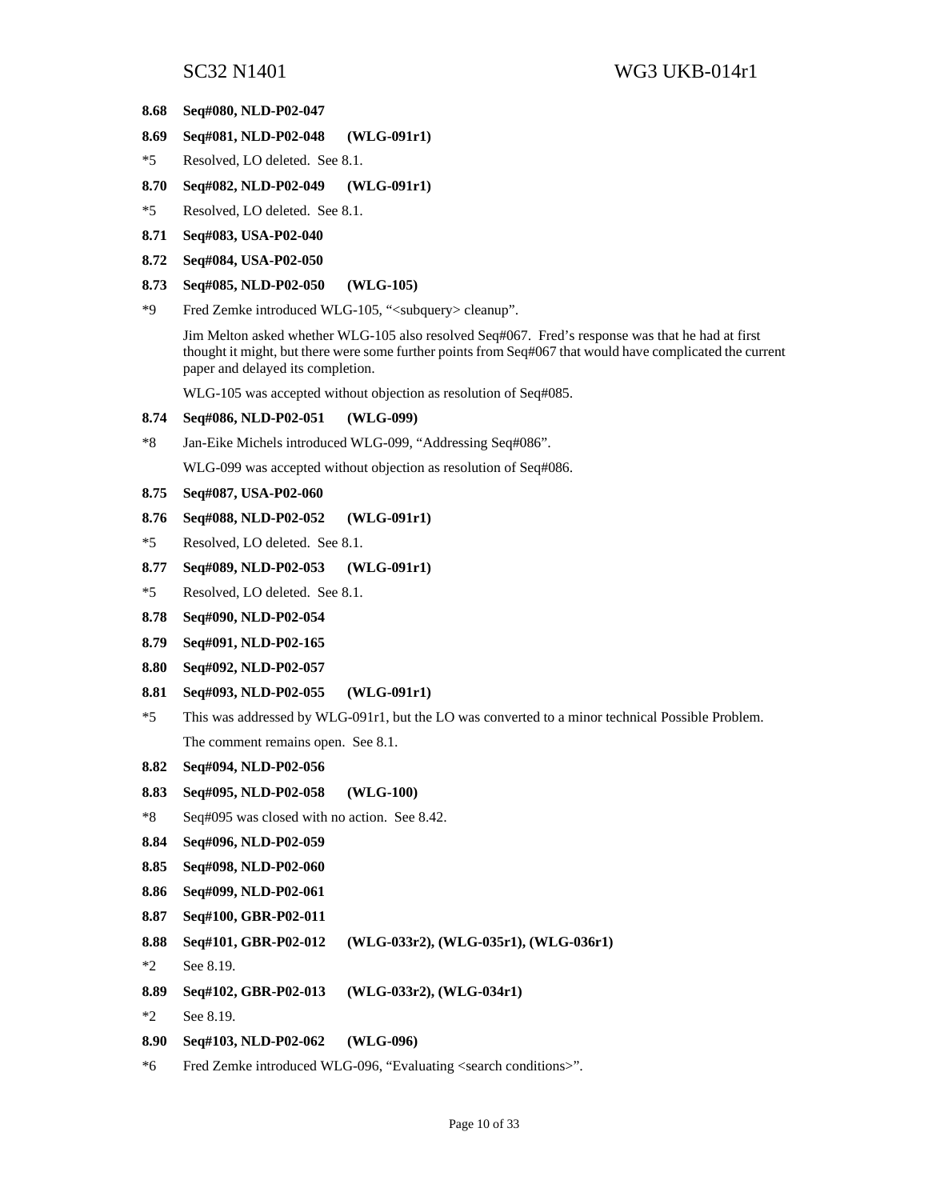**8.68 Seq#080, NLD-P02-047**

**8.69 Seq#081, NLD-P02-048 (WLG-091r1)**

*5 Resolved, LO deleted. See 8.1.

**8.70 Seq#082, NLD-P02-049 (WLG-091r1)**

*5 Resolved, LO deleted. See 8.1.

**8.71 Seq#083, USA-P02-040**

**8.72 Seq#084, USA-P02-050**

**8.73 Seq#085, NLD-P02-050 (WLG-105)**

*9 Fred Zemke introduced WLG-105, "<subquery> cleanup".

Jim Melton asked whether WLG-105 also resolved Seq#067. Fred's response was that he had at first thought it might, but there were some further points from Seq#067 that would have complicated the current paper and delayed its completion.

WLG-105 was accepted without objection as resolution of Seq#085.

**8.74 Seq#086, NLD-P02-051 (WLG-099)**

*8 Jan-Eike Michels introduced WLG-099, "Addressing Seq#086".

WLG-099 was accepted without objection as resolution of Seq#086.

**8.75 Seq#087, USA-P02-060**

**8.76 Seq#088, NLD-P02-052 (WLG-091r1)**

*5 Resolved, LO deleted. See 8.1.

**8.77 Seq#089, NLD-P02-053 (WLG-091r1)**

*5 Resolved, LO deleted. See 8.1.

**8.78 Seq#090, NLD-P02-054**

**8.79 Seq#091, NLD-P02-165**

**8.80 Seq#092, NLD-P02-057**

**8.81 Seq#093, NLD-P02-055 (WLG-091r1)**

*5 This was addressed by WLG-091r1, but the LO was converted to a minor technical Possible Problem.

The comment remains open. See 8.1.

**8.82 Seq#094, NLD-P02-056**

**8.83 Seq#095, NLD-P02-058 (WLG-100)**

*8 Seq#095 was closed with no action. See 8.42.

**8.84 Seq#096, NLD-P02-059**

**8.85 Seq#098, NLD-P02-060**

**8.86 Seq#099, NLD-P02-061**

**8.87 Seq#100, GBR-P02-011**

**8.88 Seq#101, GBR-P02-012 (WLG-033r2), (WLG-035r1), (WLG-036r1)**

*2 See 8.19.

**8.89 Seq#102, GBR-P02-013 (WLG-033r2), (WLG-034r1)**

*2 See 8.19.

**8.90 Seq#103, NLD-P02-062 (WLG-096)**

*6 Fred Zemke introduced WLG-096, "Evaluating <search conditions>".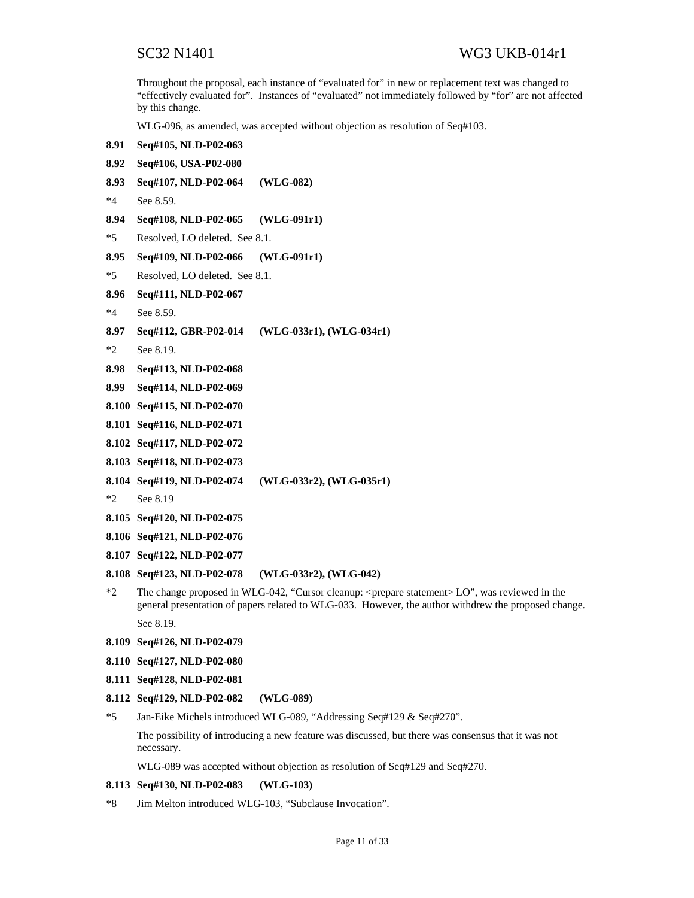Throughout the proposal, each instance of "evaluated for" in new or replacement text was changed to "effectively evaluated for". Instances of "evaluated" not immediately followed by "for" are not affected by this change.

WLG-096, as amended, was accepted without objection as resolution of Seq#103.

**8.91 Seq#105, NLD-P02-063**

**8.92 Seq#106, USA-P02-080**

**8.93 Seq#107, NLD-P02-064 (WLG-082)**

*4 See 8.59.

**8.94 Seq#108, NLD-P02-065 (WLG-091r1)**

*5 Resolved, LO deleted. See 8.1.

**8.95 Seq#109, NLD-P02-066 (WLG-091r1)**

*5 Resolved, LO deleted. See 8.1.

**8.96 Seq#111, NLD-P02-067**

*4 See 8.59.

**8.97 Seq#112, GBR-P02-014 (WLG-033r1), (WLG-034r1)**

*2 See 8.19.

**8.98 Seq#113, NLD-P02-068**

**8.99 Seq#114, NLD-P02-069**

**8.100 Seq#115, NLD-P02-070**

**8.101 Seq#116, NLD-P02-071**

**8.102 Seq#117, NLD-P02-072**

**8.103 Seq#118, NLD-P02-073**

**8.104 Seq#119, NLD-P02-074 (WLG-033r2), (WLG-035r1)**

*2 See 8.19

**8.105 Seq#120, NLD-P02-075**

**8.106 Seq#121, NLD-P02-076**

**8.107 Seq#122, NLD-P02-077**

**8.108 Seq#123, NLD-P02-078 (WLG-033r2), (WLG-042)**

*2 The change proposed in WLG-042, "Cursor cleanup: <prepare statement> LO", was reviewed in the general presentation of papers related to WLG-033. However, the author withdrew the proposed change.

See 8.19.

**8.109 Seq#126, NLD-P02-079**

**8.110 Seq#127, NLD-P02-080**

**8.111 Seq#128, NLD-P02-081**

**8.112 Seq#129, NLD-P02-082 (WLG-089)**

*5 Jan-Eike Michels introduced WLG-089, "Addressing Seq#129 & Seq#270".

The possibility of introducing a new feature was discussed, but there was consensus that it was not necessary.

WLG-089 was accepted without objection as resolution of Seq#129 and Seq#270.

**8.113 Seq#130, NLD-P02-083 (WLG-103)**

*8 Jim Melton introduced WLG-103, "Subclause Invocation".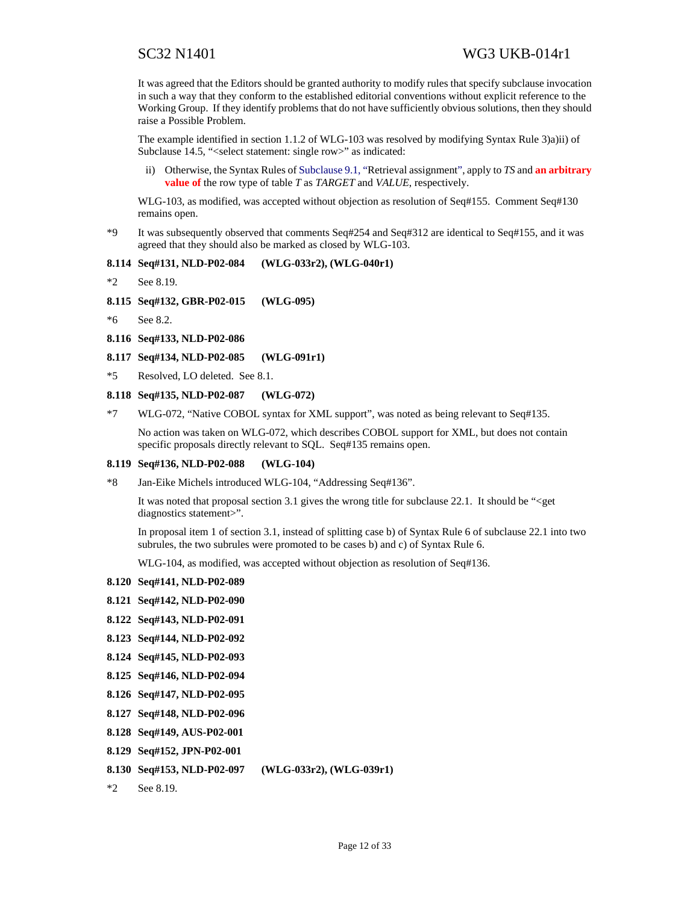It was agreed that the Editors should be granted authority to modify rules that specify subclause invocation in such a way that they conform to the established editorial conventions without explicit reference to the Working Group. If they identify problems that do not have sufficiently obvious solutions, then they should raise a Possible Problem.

The example identified in section 1.1.2 of WLG-103 was resolved by modifying Syntax Rule 3)a)ii) of Subclause 14.5, "<select statement: single row>" as indicated:

ii) Otherwise, the Syntax Rules of Subclause 9.1, "Retrieval assignment", apply to *TS* and **an arbitrary value of** the row type of table *T* as *TARGET* and *VALUE*, respectively.

WLG-103, as modified, was accepted without objection as resolution of Seq#155. Comment Seq#130 remains open.

*9 It was subsequently observed that comments Seq#254 and Seq#312 are identical to Seq#155, and it was agreed that they should also be marked as closed by WLG-103.

**8.114 Seq#131, NLD-P02-084 (WLG-033r2), (WLG-040r1)**

*2 See 8.19.

**8.115 Seq#132, GBR-P02-015 (WLG-095)**

*6 See 8.2.

**8.116 Seq#133, NLD-P02-086**

**8.117 Seq#134, NLD-P02-085 (WLG-091r1)**

*5 Resolved, LO deleted. See 8.1.

**8.118 Seq#135, NLD-P02-087 (WLG-072)**

*7 WLG-072, "Native COBOL syntax for XML support", was noted as being relevant to Seq#135.

No action was taken on WLG-072, which describes COBOL support for XML, but does not contain specific proposals directly relevant to SQL. Seq#135 remains open.

**8.119 Seq#136, NLD-P02-088 (WLG-104)**

*8 Jan-Eike Michels introduced WLG-104, "Addressing Seq#136".

It was noted that proposal section 3.1 gives the wrong title for subclause 22.1. It should be "<get diagnostics statement>".

In proposal item 1 of section 3.1, instead of splitting case b) of Syntax Rule 6 of subclause 22.1 into two subrules, the two subrules were promoted to be cases b) and c) of Syntax Rule 6.

WLG-104, as modified, was accepted without objection as resolution of Seq#136.

**8.120 Seq#141, NLD-P02-089**

**8.121 Seq#142, NLD-P02-090**

**8.122 Seq#143, NLD-P02-091**

**8.123 Seq#144, NLD-P02-092**

**8.124 Seq#145, NLD-P02-093**

**8.125 Seq#146, NLD-P02-094**

**8.126 Seq#147, NLD-P02-095**

**8.127 Seq#148, NLD-P02-096**

**8.128 Seq#149, AUS-P02-001**

**8.129 Seq#152, JPN-P02-001**

**8.130 Seq#153, NLD-P02-097 (WLG-033r2), (WLG-039r1)**

*2 See 8.19.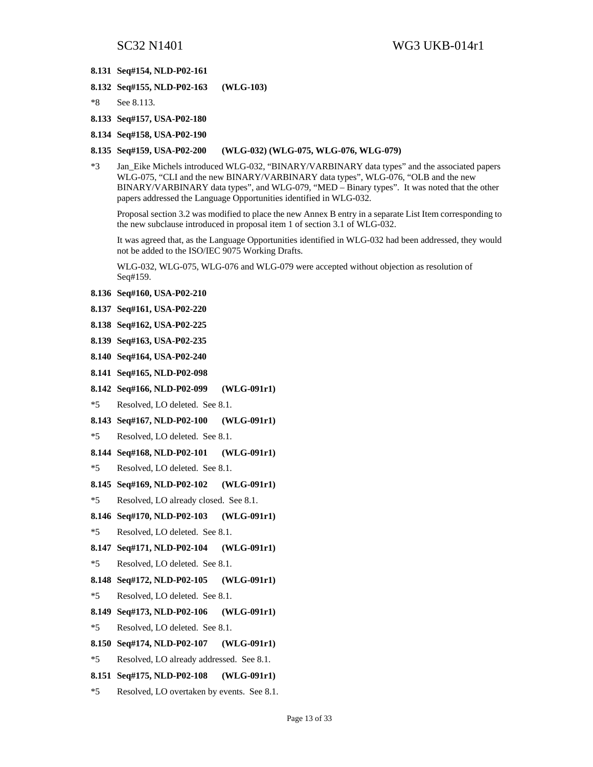**8.131 Seq#154, NLD-P02-161**

**8.132 Seq#155, NLD-P02-163 (WLG-103)**

*8 See 8.113.

**8.133 Seq#157, USA-P02-180**

**8.134 Seq#158, USA-P02-190**

**8.135 Seq#159, USA-P02-200 (WLG-032) (WLG-075, WLG-076, WLG-079)**

*3 Jan_Eike Michels introduced WLG-032, "BINARY/VARBINARY data types" and the associated papers WLG-075, "CLI and the new BINARY/VARBINARY data types", WLG-076, "OLB and the new BINARY/VARBINARY data types", and WLG-079, "MED – Binary types". It was noted that the other papers addressed the Language Opportunities identified in WLG-032.

Proposal section 3.2 was modified to place the new Annex B entry in a separate List Item corresponding to the new subclause introduced in proposal item 1 of section 3.1 of WLG-032.

It was agreed that, as the Language Opportunities identified in WLG-032 had been addressed, they would not be added to the ISO/IEC 9075 Working Drafts.

WLG-032, WLG-075, WLG-076 and WLG-079 were accepted without objection as resolution of Seq#159.

**8.136 Seq#160, USA-P02-210**

**8.137 Seq#161, USA-P02-220**

**8.138 Seq#162, USA-P02-225**

**8.139 Seq#163, USA-P02-235**

**8.140 Seq#164, USA-P02-240**

**8.141 Seq#165, NLD-P02-098**

**8.142 Seq#166, NLD-P02-099 (WLG-091r1)**

*5 Resolved, LO deleted. See 8.1.

**8.143 Seq#167, NLD-P02-100 (WLG-091r1)**

*5 Resolved, LO deleted. See 8.1.

**8.144 Seq#168, NLD-P02-101 (WLG-091r1)**

*5 Resolved, LO deleted. See 8.1.

**8.145 Seq#169, NLD-P02-102 (WLG-091r1)**

*5 Resolved, LO already closed. See 8.1.

**8.146 Seq#170, NLD-P02-103 (WLG-091r1)**

*5 Resolved, LO deleted. See 8.1.

**8.147 Seq#171, NLD-P02-104 (WLG-091r1)**

*5 Resolved, LO deleted. See 8.1.

**8.148 Seq#172, NLD-P02-105 (WLG-091r1)**

*5 Resolved, LO deleted. See 8.1.

**8.149 Seq#173, NLD-P02-106 (WLG-091r1)**

*5 Resolved, LO deleted. See 8.1.

**8.150 Seq#174, NLD-P02-107 (WLG-091r1)**

*5 Resolved, LO already addressed. See 8.1.

**8.151 Seq#175, NLD-P02-108 (WLG-091r1)**

*5 Resolved, LO overtaken by events. See 8.1.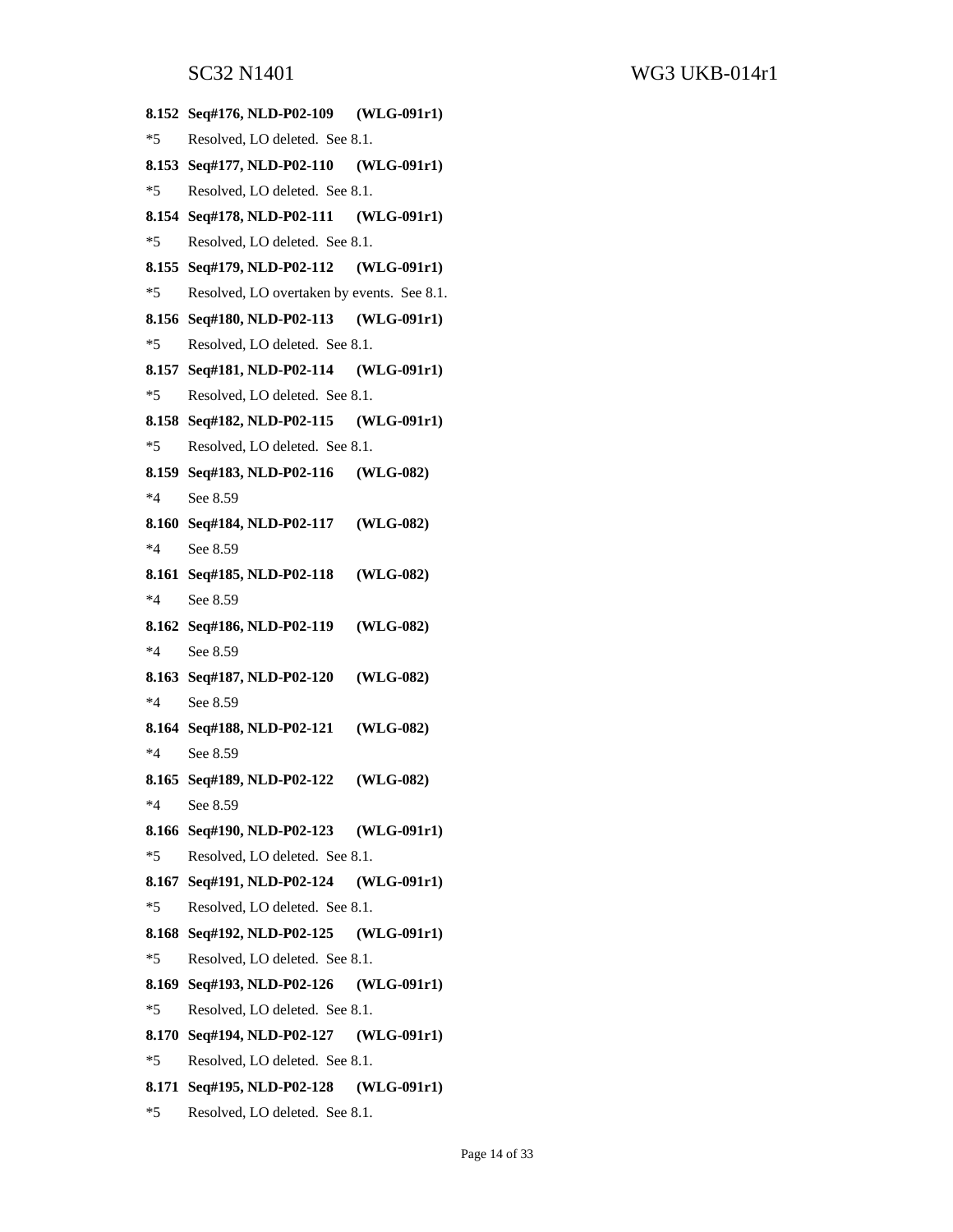**8.152 Seq#176, NLD-P02-109 (WLG-091r1)**

*5 Resolved, LO deleted. See 8.1.

**8.153 Seq#177, NLD-P02-110 (WLG-091r1)**

*5 Resolved, LO deleted. See 8.1.

**8.154 Seq#178, NLD-P02-111 (WLG-091r1)**

*5 Resolved, LO deleted. See 8.1.

**8.155 Seq#179, NLD-P02-112 (WLG-091r1)**

*5 Resolved, LO overtaken by events. See 8.1.

**8.156 Seq#180, NLD-P02-113 (WLG-091r1)**

*5 Resolved, LO deleted. See 8.1.

**8.157 Seq#181, NLD-P02-114 (WLG-091r1)**

*5 Resolved, LO deleted. See 8.1.

**8.158 Seq#182, NLD-P02-115 (WLG-091r1)**

*5 Resolved, LO deleted. See 8.1.

**8.159 Seq#183, NLD-P02-116 (WLG-082)**

*4 See 8.59

**8.160 Seq#184, NLD-P02-117 (WLG-082)**

*4 See 8.59

**8.161 Seq#185, NLD-P02-118 (WLG-082)**

*4 See 8.59

**8.162 Seq#186, NLD-P02-119 (WLG-082)**

*4 See 8.59

**8.163 Seq#187, NLD-P02-120 (WLG-082)**

*4 See 8.59

**8.164 Seq#188, NLD-P02-121 (WLG-082)**

*4 See 8.59

**8.165 Seq#189, NLD-P02-122 (WLG-082)**

*4 See 8.59

**8.166 Seq#190, NLD-P02-123 (WLG-091r1)**

*5 Resolved, LO deleted. See 8.1.

**8.167 Seq#191, NLD-P02-124 (WLG-091r1)**

*5 Resolved, LO deleted. See 8.1.

**8.168 Seq#192, NLD-P02-125 (WLG-091r1)**

*5 Resolved, LO deleted. See 8.1.

**8.169 Seq#193, NLD-P02-126 (WLG-091r1)**

*5 Resolved, LO deleted. See 8.1.

**8.170 Seq#194, NLD-P02-127 (WLG-091r1)**

*5 Resolved, LO deleted. See 8.1.

**8.171 Seq#195, NLD-P02-128 (WLG-091r1)**

*5 Resolved, LO deleted. See 8.1.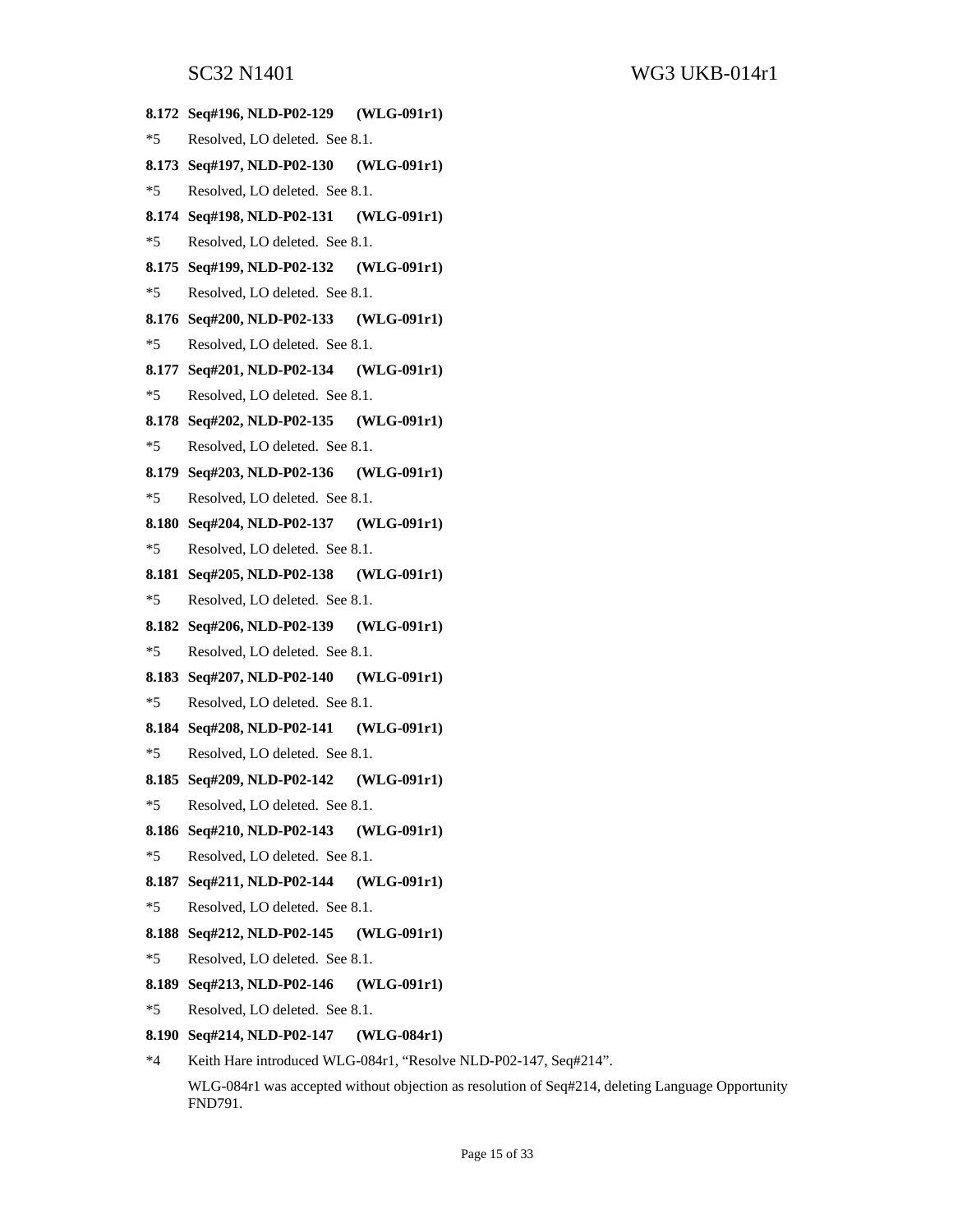**8.172 Seq#196, NLD-P02-129 (WLG-091r1)**

*5 Resolved, LO deleted. See 8.1.

**8.173 Seq#197, NLD-P02-130 (WLG-091r1)**

*5 Resolved, LO deleted. See 8.1.

**8.174 Seq#198, NLD-P02-131 (WLG-091r1)**

*5 Resolved, LO deleted. See 8.1.

**8.175 Seq#199, NLD-P02-132 (WLG-091r1)**

*5 Resolved, LO deleted. See 8.1.

**8.176 Seq#200, NLD-P02-133 (WLG-091r1)**

*5 Resolved, LO deleted. See 8.1.

**8.177 Seq#201, NLD-P02-134 (WLG-091r1)**

*5 Resolved, LO deleted. See 8.1.

**8.178 Seq#202, NLD-P02-135 (WLG-091r1)**

*5 Resolved, LO deleted. See 8.1.

**8.179 Seq#203, NLD-P02-136 (WLG-091r1)**

*5 Resolved, LO deleted. See 8.1.

**8.180 Seq#204, NLD-P02-137 (WLG-091r1)**

*5 Resolved, LO deleted. See 8.1.

**8.181 Seq#205, NLD-P02-138 (WLG-091r1)**

*5 Resolved, LO deleted. See 8.1.

**8.182 Seq#206, NLD-P02-139 (WLG-091r1)**

*5 Resolved, LO deleted. See 8.1.

**8.183 Seq#207, NLD-P02-140 (WLG-091r1)**

*5 Resolved, LO deleted. See 8.1.

**8.184 Seq#208, NLD-P02-141 (WLG-091r1)**

*5 Resolved, LO deleted. See 8.1.

**8.185 Seq#209, NLD-P02-142 (WLG-091r1)**

*5 Resolved, LO deleted. See 8.1.

**8.186 Seq#210, NLD-P02-143 (WLG-091r1)**

*5 Resolved, LO deleted. See 8.1.

**8.187 Seq#211, NLD-P02-144 (WLG-091r1)**

*5 Resolved, LO deleted. See 8.1.

**8.188 Seq#212, NLD-P02-145 (WLG-091r1)**

*5 Resolved, LO deleted. See 8.1.

**8.189 Seq#213, NLD-P02-146 (WLG-091r1)**

*5 Resolved, LO deleted. See 8.1.

**8.190 Seq#214, NLD-P02-147 (WLG-084r1)**

*4 Keith Hare introduced WLG-084r1, "Resolve NLD-P02-147, Seq#214".

WLG-084r1 was accepted without objection as resolution of Seq#214, deleting Language Opportunity FND791.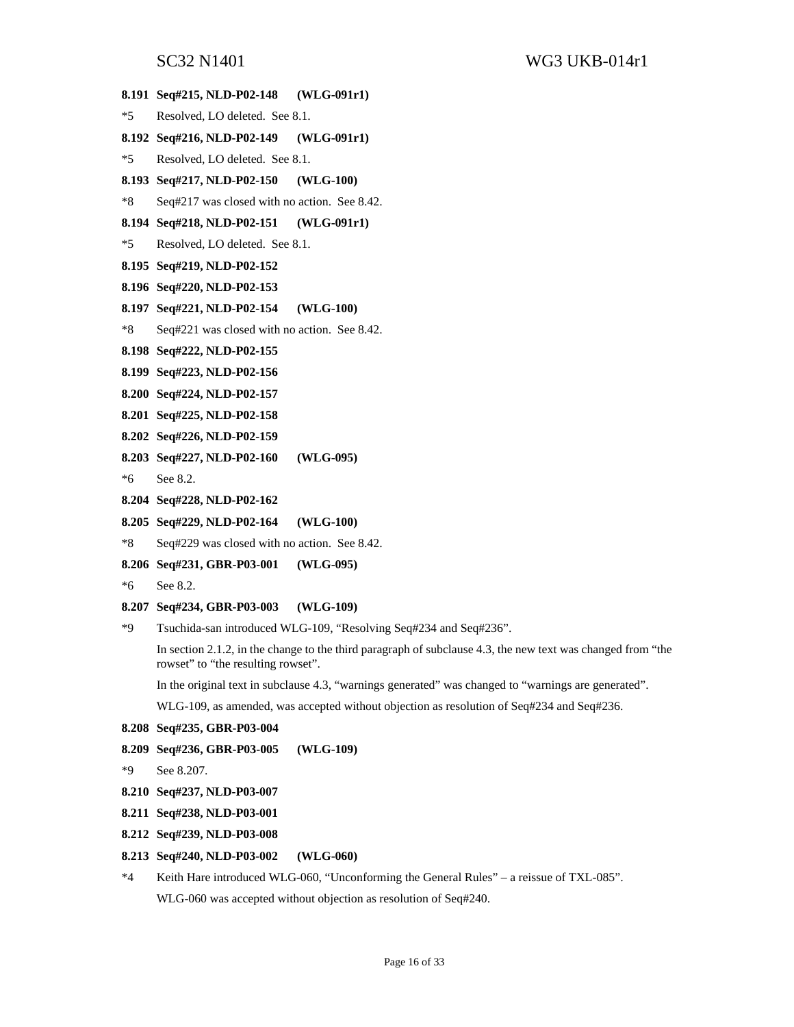**8.191 Seq#215, NLD-P02-148 (WLG-091r1)**

*5 Resolved, LO deleted. See 8.1.

**8.192 Seq#216, NLD-P02-149 (WLG-091r1)**

*5 Resolved, LO deleted. See 8.1.

**8.193 Seq#217, NLD-P02-150 (WLG-100)**

*8 Seq#217 was closed with no action. See 8.42.

**8.194 Seq#218, NLD-P02-151 (WLG-091r1)**

*5 Resolved, LO deleted. See 8.1.

**8.195 Seq#219, NLD-P02-152**

**8.196 Seq#220, NLD-P02-153**

**8.197 Seq#221, NLD-P02-154 (WLG-100)**

*8 Seq#221 was closed with no action. See 8.42.

**8.198 Seq#222, NLD-P02-155**

**8.199 Seq#223, NLD-P02-156**

**8.200 Seq#224, NLD-P02-157**

**8.201 Seq#225, NLD-P02-158**

**8.202 Seq#226, NLD-P02-159**

**8.203 Seq#227, NLD-P02-160 (WLG-095)**

*6 See 8.2.

**8.204 Seq#228, NLD-P02-162**

**8.205 Seq#229, NLD-P02-164 (WLG-100)**

*8 Seq#229 was closed with no action. See 8.42.

**8.206 Seq#231, GBR-P03-001 (WLG-095)**

*6 See 8.2.

**8.207 Seq#234, GBR-P03-003 (WLG-109)**

*9 Tsuchida-san introduced WLG-109, “Resolving Seq#234 and Seq#236”.

In section 2.1.2, in the change to the third paragraph of subclause 4.3, the new text was changed from “the rowset” to “the resulting rowset”.

In the original text in subclause 4.3, “warnings generated” was changed to “warnings are generated”.

WLG-109, as amended, was accepted without objection as resolution of Seq#234 and Seq#236.

**8.208 Seq#235, GBR-P03-004**

**8.209 Seq#236, GBR-P03-005 (WLG-109)**

*9 See 8.207.

**8.210 Seq#237, NLD-P03-007**

**8.211 Seq#238, NLD-P03-001**

**8.212 Seq#239, NLD-P03-008**

**8.213 Seq#240, NLD-P03-002 (WLG-060)**

*4 Keith Hare introduced WLG-060, “Unconforming the General Rules” – a reissue of TXL-085”.

WLG-060 was accepted without objection as resolution of Seq#240.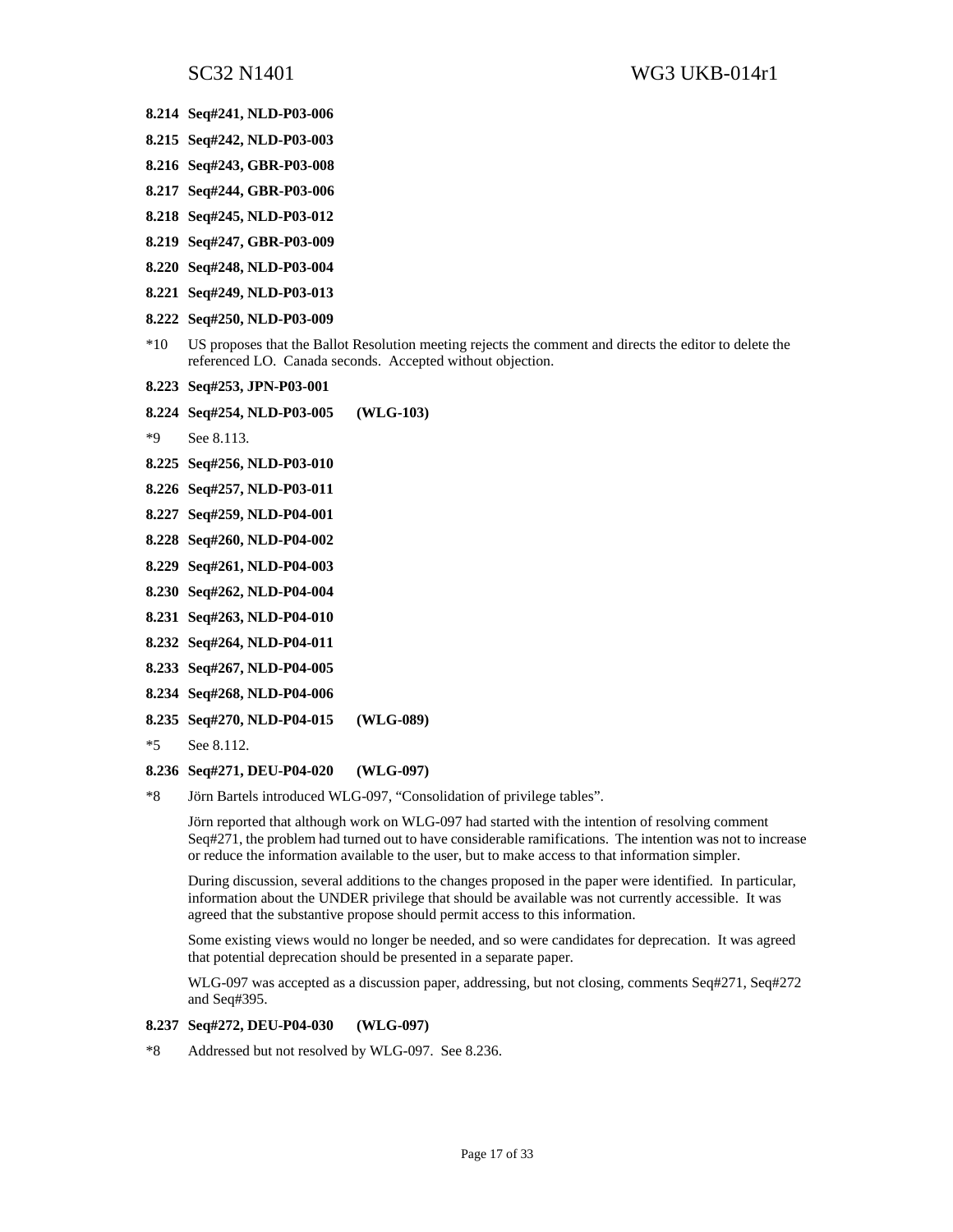**8.214 Seq#241, NLD-P03-006**

**8.215 Seq#242, NLD-P03-003**

**8.216 Seq#243, GBR-P03-008**

**8.217 Seq#244, GBR-P03-006**

**8.218 Seq#245, NLD-P03-012**

**8.219 Seq#247, GBR-P03-009**

**8.220 Seq#248, NLD-P03-004**

**8.221 Seq#249, NLD-P03-013**

**8.222 Seq#250, NLD-P03-009**

*10 US proposes that the Ballot Resolution meeting rejects the comment and directs the editor to delete the referenced LO. Canada seconds. Accepted without objection.

**8.223 Seq#253, JPN-P03-001**

**8.224 Seq#254, NLD-P03-005 (WLG-103)**

*9 See 8.113.

**8.225 Seq#256, NLD-P03-010**

**8.226 Seq#257, NLD-P03-011**

**8.227 Seq#259, NLD-P04-001**

**8.228 Seq#260, NLD-P04-002**

**8.229 Seq#261, NLD-P04-003**

**8.230 Seq#262, NLD-P04-004**

**8.231 Seq#263, NLD-P04-010**

**8.232 Seq#264, NLD-P04-011**

**8.233 Seq#267, NLD-P04-005**

**8.234 Seq#268, NLD-P04-006**

**8.235 Seq#270, NLD-P04-015 (WLG-089)**

*5 See 8.112.

**8.236 Seq#271, DEU-P04-020 (WLG-097)**

*8 Jörn Bartels introduced WLG-097, “Consolidation of privilege tables”.

Jörn reported that although work on WLG-097 had started with the intention of resolving comment Seq#271, the problem had turned out to have considerable ramifications. The intention was not to increase or reduce the information available to the user, but to make access to that information simpler.

During discussion, several additions to the changes proposed in the paper were identified. In particular, information about the UNDER privilege that should be available was not currently accessible. It was agreed that the substantive propose should permit access to this information.

Some existing views would no longer be needed, and so were candidates for deprecation. It was agreed that potential deprecation should be presented in a separate paper.

WLG-097 was accepted as a discussion paper, addressing, but not closing, comments Seq#271, Seq#272 and Seq#395.

**8.237 Seq#272, DEU-P04-030 (WLG-097)**

*8 Addressed but not resolved by WLG-097. See 8.236.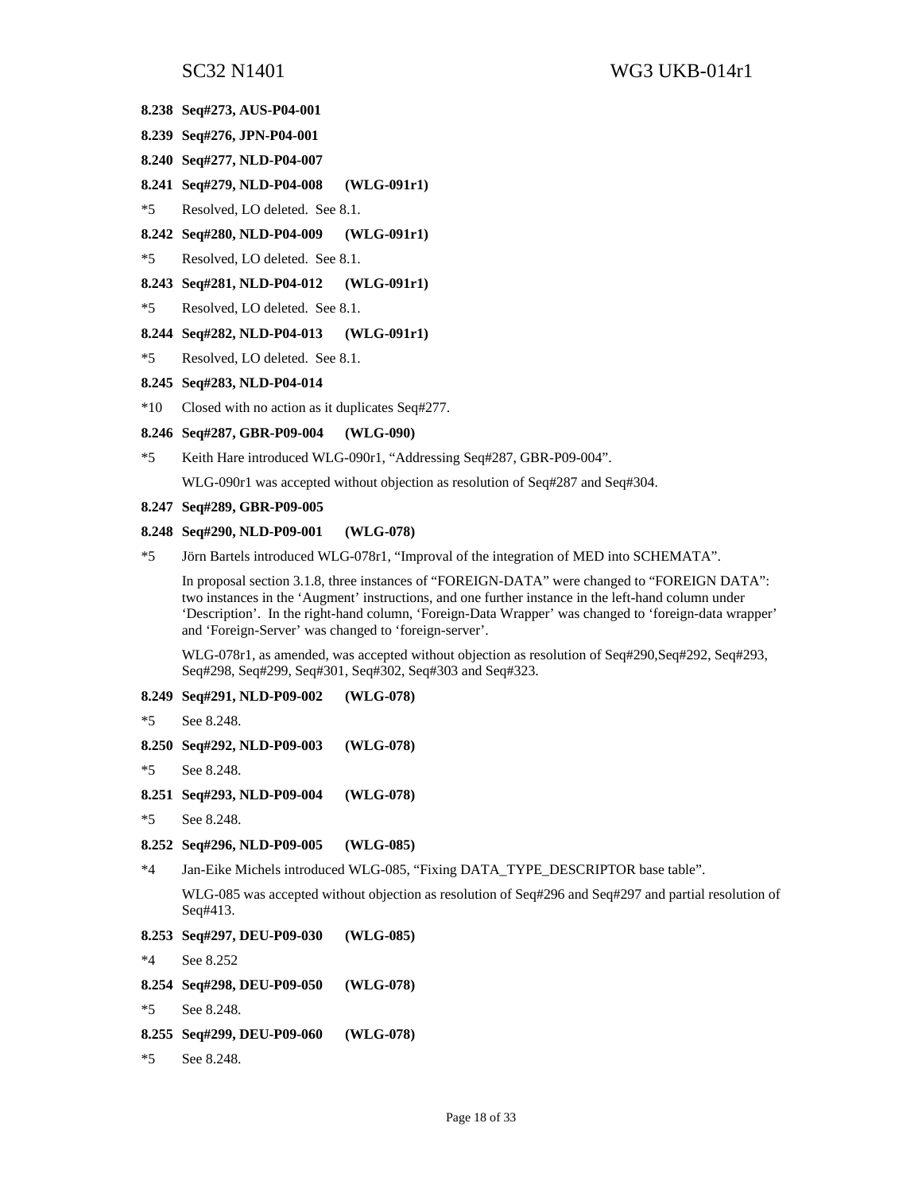**8.238 Seq#273, AUS-P04-001**

**8.239 Seq#276, JPN-P04-001**

**8.240 Seq#277, NLD-P04-007**

**8.241 Seq#279, NLD-P04-008 (WLG-091r1)**

*5 Resolved, LO deleted. See 8.1.

**8.242 Seq#280, NLD-P04-009 (WLG-091r1)**

*5 Resolved, LO deleted. See 8.1.

**8.243 Seq#281, NLD-P04-012 (WLG-091r1)**

*5 Resolved, LO deleted. See 8.1.

**8.244 Seq#282, NLD-P04-013 (WLG-091r1)**

*5 Resolved, LO deleted. See 8.1.

**8.245 Seq#283, NLD-P04-014**

*10 Closed with no action as it duplicates Seq#277.

**8.246 Seq#287, GBR-P09-004 (WLG-090)**

*5 Keith Hare introduced WLG-090r1, "Addressing Seq#287, GBR-P09-004".

WLG-090r1 was accepted without objection as resolution of Seq#287 and Seq#304.

**8.247 Seq#289, GBR-P09-005**

**8.248 Seq#290, NLD-P09-001 (WLG-078)**

*5 Jörn Bartels introduced WLG-078r1, "Improval of the integration of MED into SCHEMATA".

In proposal section 3.1.8, three instances of "FOREIGN-DATA" were changed to "FOREIGN DATA": two instances in the 'Augment' instructions, and one further instance in the left-hand column under 'Description'. In the right-hand column, 'Foreign-Data Wrapper' was changed to 'foreign-data wrapper' and 'Foreign-Server' was changed to 'foreign-server'.

WLG-078r1, as amended, was accepted without objection as resolution of Seq#290,Seq#292, Seq#293, Seq#298, Seq#299, Seq#301, Seq#302, Seq#303 and Seq#323.

**8.249 Seq#291, NLD-P09-002 (WLG-078)**

*5 See 8.248.

**8.250 Seq#292, NLD-P09-003 (WLG-078)**

*5 See 8.248.

**8.251 Seq#293, NLD-P09-004 (WLG-078)**

*5 See 8.248.

**8.252 Seq#296, NLD-P09-005 (WLG-085)**

*4 Jan-Eike Michels introduced WLG-085, "Fixing DATA_TYPE_DESCRIPTOR base table".

WLG-085 was accepted without objection as resolution of Seq#296 and Seq#297 and partial resolution of Seq#413.

**8.253 Seq#297, DEU-P09-030 (WLG-085)**

*4 See 8.252

**8.254 Seq#298, DEU-P09-050 (WLG-078)**

*5 See 8.248.

**8.255 Seq#299, DEU-P09-060 (WLG-078)**

*5 See 8.248.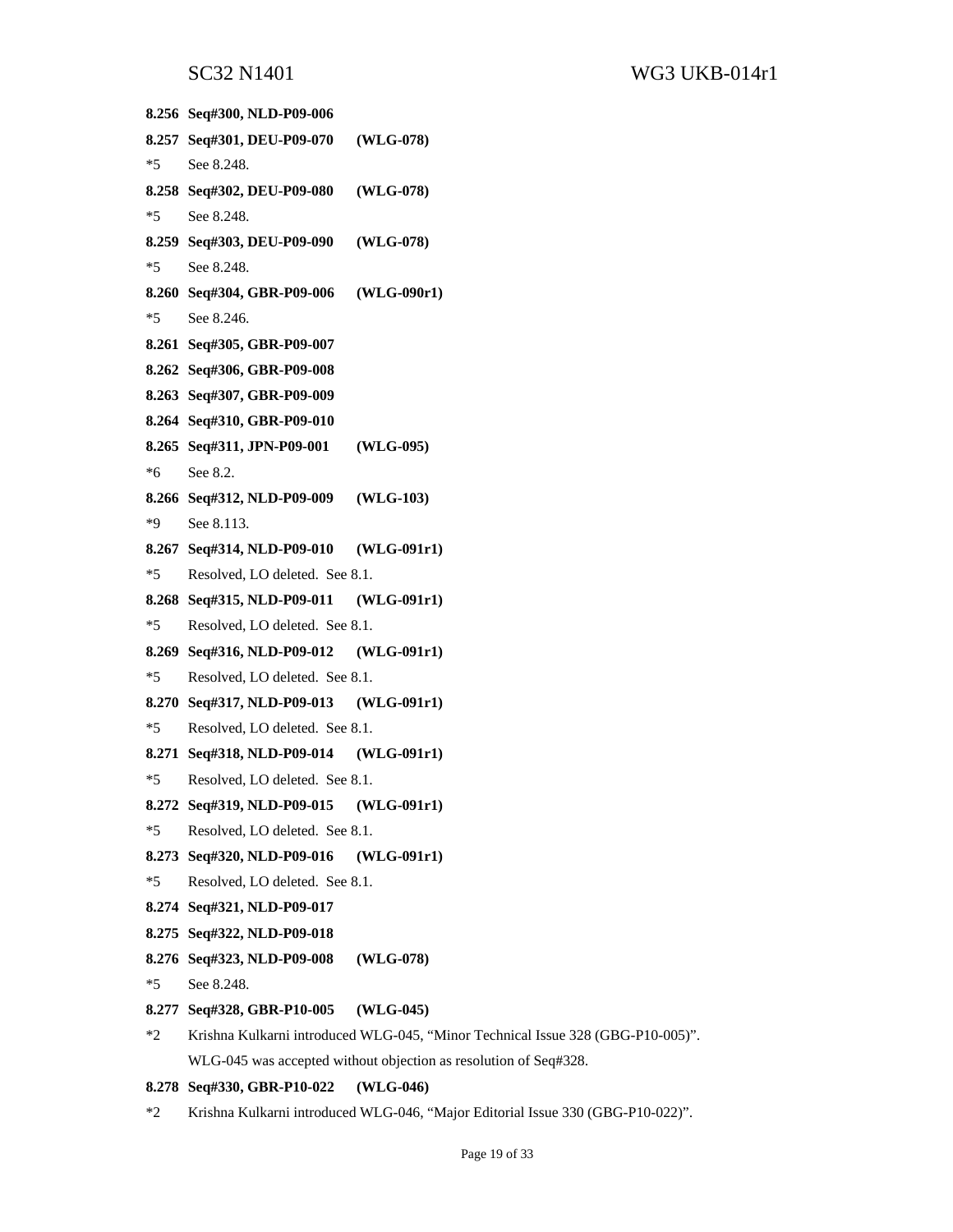**8.256 Seq#300, NLD-P09-006**

**8.257 Seq#301, DEU-P09-070 (WLG-078)**

*5 See 8.248.

**8.258 Seq#302, DEU-P09-080 (WLG-078)**

*5 See 8.248.

**8.259 Seq#303, DEU-P09-090 (WLG-078)**

*5 See 8.248.

**8.260 Seq#304, GBR-P09-006 (WLG-090r1)**

*5 See 8.246.

**8.261 Seq#305, GBR-P09-007**

**8.262 Seq#306, GBR-P09-008**

**8.263 Seq#307, GBR-P09-009**

**8.264 Seq#310, GBR-P09-010**

**8.265 Seq#311, JPN-P09-001 (WLG-095)**

*6 See 8.2.

**8.266 Seq#312, NLD-P09-009 (WLG-103)**

*9 See 8.113.

**8.267 Seq#314, NLD-P09-010 (WLG-091r1)**

*5 Resolved, LO deleted. See 8.1.

**8.268 Seq#315, NLD-P09-011 (WLG-091r1)**

*5 Resolved, LO deleted. See 8.1.

**8.269 Seq#316, NLD-P09-012 (WLG-091r1)**

*5 Resolved, LO deleted. See 8.1.

**8.270 Seq#317, NLD-P09-013 (WLG-091r1)**

*5 Resolved, LO deleted. See 8.1.

**8.271 Seq#318, NLD-P09-014 (WLG-091r1)**

*5 Resolved, LO deleted. See 8.1.

**8.272 Seq#319, NLD-P09-015 (WLG-091r1)**

*5 Resolved, LO deleted. See 8.1.

**8.273 Seq#320, NLD-P09-016 (WLG-091r1)**

*5 Resolved, LO deleted. See 8.1.

**8.274 Seq#321, NLD-P09-017**

**8.275 Seq#322, NLD-P09-018**

**8.276 Seq#323, NLD-P09-008 (WLG-078)**

*5 See 8.248.

**8.277 Seq#328, GBR-P10-005 (WLG-045)**

*2 Krishna Kulkarni introduced WLG-045, "Minor Technical Issue 328 (GBG-P10-005)". WLG-045 was accepted without objection as resolution of Seq#328.

**8.278 Seq#330, GBR-P10-022 (WLG-046)**

*2 Krishna Kulkarni introduced WLG-046, "Major Editorial Issue 330 (GBG-P10-022)".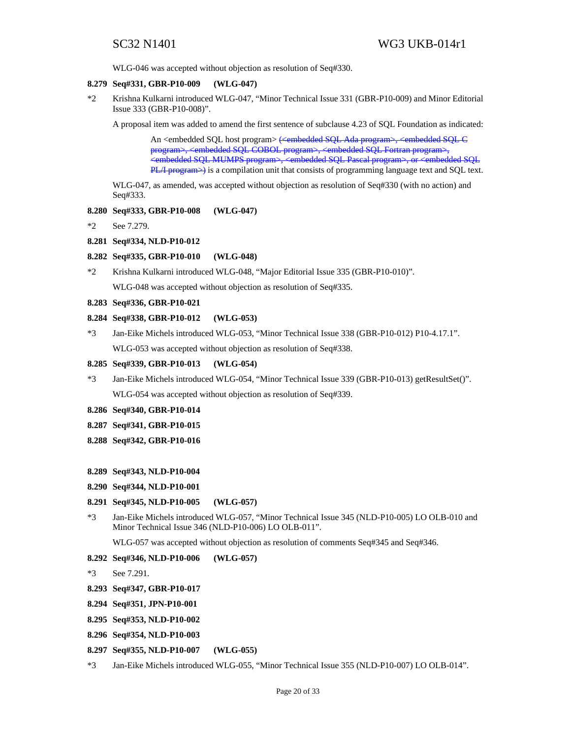WLG-046 was accepted without objection as resolution of Seq#330.

**8.279 Seq#331, GBR-P10-009 (WLG-047)**

*2 Krishna Kulkarni introduced WLG-047, "Minor Technical Issue 331 (GBR-P10-009) and Minor Editorial Issue 333 (GBR-P10-008)".

A proposal item was added to amend the first sentence of subclause 4.23 of SQL Foundation as indicated:

> An <embedded SQL host program> ~~(<embedded SQL Ada program>, <embedded SQL C program>, <embedded SQL COBOL program>, <embedded SQL Fortran program>, <embedded SQL MUMPS program>, <embedded SQL Pascal program>, or <embedded SQL PL/I program>)~~ is a compilation unit that consists of programming language text and SQL text.

WLG-047, as amended, was accepted without objection as resolution of Seq#330 (with no action) and Seq#333.

**8.280 Seq#333, GBR-P10-008 (WLG-047)**

*2 See 7.279.

**8.281 Seq#334, NLD-P10-012**

**8.282 Seq#335, GBR-P10-010 (WLG-048)**

*2 Krishna Kulkarni introduced WLG-048, "Major Editorial Issue 335 (GBR-P10-010)".

WLG-048 was accepted without objection as resolution of Seq#335.

**8.283 Seq#336, GBR-P10-021**

**8.284 Seq#338, GBR-P10-012 (WLG-053)**

*3 Jan-Eike Michels introduced WLG-053, "Minor Technical Issue 338 (GBR-P10-012) P10-4.17.1".

WLG-053 was accepted without objection as resolution of Seq#338.

**8.285 Seq#339, GBR-P10-013 (WLG-054)**

*3 Jan-Eike Michels introduced WLG-054, "Minor Technical Issue 339 (GBR-P10-013) getResultSet()".

WLG-054 was accepted without objection as resolution of Seq#339.

**8.286 Seq#340, GBR-P10-014**

**8.287 Seq#341, GBR-P10-015**

**8.288 Seq#342, GBR-P10-016**

**8.289 Seq#343, NLD-P10-004**

**8.290 Seq#344, NLD-P10-001**

**8.291 Seq#345, NLD-P10-005 (WLG-057)**

*3 Jan-Eike Michels introduced WLG-057, "Minor Technical Issue 345 (NLD-P10-005) LO OLB-010 and Minor Technical Issue 346 (NLD-P10-006) LO OLB-011".

WLG-057 was accepted without objection as resolution of comments Seq#345 and Seq#346.

**8.292 Seq#346, NLD-P10-006 (WLG-057)**

*3 See 7.291.

**8.293 Seq#347, GBR-P10-017**

**8.294 Seq#351, JPN-P10-001**

**8.295 Seq#353, NLD-P10-002**

**8.296 Seq#354, NLD-P10-003**

**8.297 Seq#355, NLD-P10-007 (WLG-055)**

*3 Jan-Eike Michels introduced WLG-055, "Minor Technical Issue 355 (NLD-P10-007) LO OLB-014".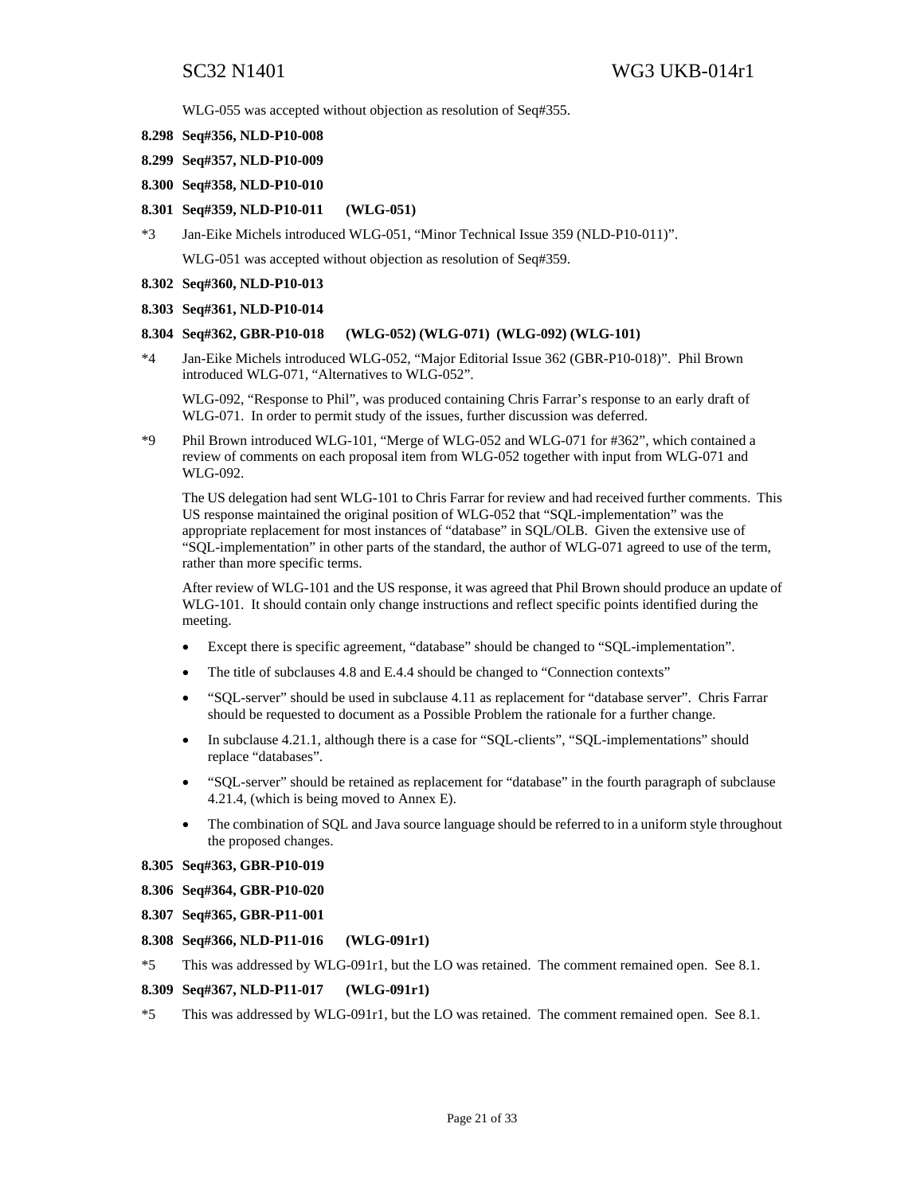WLG-055 was accepted without objection as resolution of Seq#355.

**8.298 Seq#356, NLD-P10-008**

**8.299 Seq#357, NLD-P10-009**

**8.300 Seq#358, NLD-P10-010**

**8.301 Seq#359, NLD-P10-011 (WLG-051)**

*3 Jan-Eike Michels introduced WLG-051, "Minor Technical Issue 359 (NLD-P10-011)".

WLG-051 was accepted without objection as resolution of Seq#359.

**8.302 Seq#360, NLD-P10-013**

**8.303 Seq#361, NLD-P10-014**

**8.304 Seq#362, GBR-P10-018 (WLG-052) (WLG-071) (WLG-092) (WLG-101)**

*4 Jan-Eike Michels introduced WLG-052, "Major Editorial Issue 362 (GBR-P10-018)". Phil Brown introduced WLG-071, "Alternatives to WLG-052".

WLG-092, "Response to Phil", was produced containing Chris Farrar's response to an early draft of WLG-071. In order to permit study of the issues, further discussion was deferred.

*9 Phil Brown introduced WLG-101, "Merge of WLG-052 and WLG-071 for #362", which contained a review of comments on each proposal item from WLG-052 together with input from WLG-071 and WLG-092.

The US delegation had sent WLG-101 to Chris Farrar for review and had received further comments. This US response maintained the original position of WLG-052 that "SQL-implementation" was the appropriate replacement for most instances of "database" in SQL/OLB. Given the extensive use of "SQL-implementation" in other parts of the standard, the author of WLG-071 agreed to use of the term, rather than more specific terms.

After review of WLG-101 and the US response, it was agreed that Phil Brown should produce an update of WLG-101. It should contain only change instructions and reflect specific points identified during the meeting.

- Except there is specific agreement, "database" should be changed to "SQL-implementation".
- The title of subclauses 4.8 and E.4.4 should be changed to "Connection contexts"
- "SQL-server" should be used in subclause 4.11 as replacement for "database server". Chris Farrar should be requested to document as a Possible Problem the rationale for a further change.
- In subclause 4.21.1, although there is a case for "SQL-clients", "SQL-implementations" should replace "databases".
- "SQL-server" should be retained as replacement for "database" in the fourth paragraph of subclause 4.21.4, (which is being moved to Annex E).
- The combination of SQL and Java source language should be referred to in a uniform style throughout the proposed changes.

**8.305 Seq#363, GBR-P10-019**

**8.306 Seq#364, GBR-P10-020**

**8.307 Seq#365, GBR-P11-001**

**8.308 Seq#366, NLD-P11-016 (WLG-091r1)**

*5 This was addressed by WLG-091r1, but the LO was retained. The comment remained open. See 8.1.

**8.309 Seq#367, NLD-P11-017 (WLG-091r1)**

*5 This was addressed by WLG-091r1, but the LO was retained. The comment remained open. See 8.1.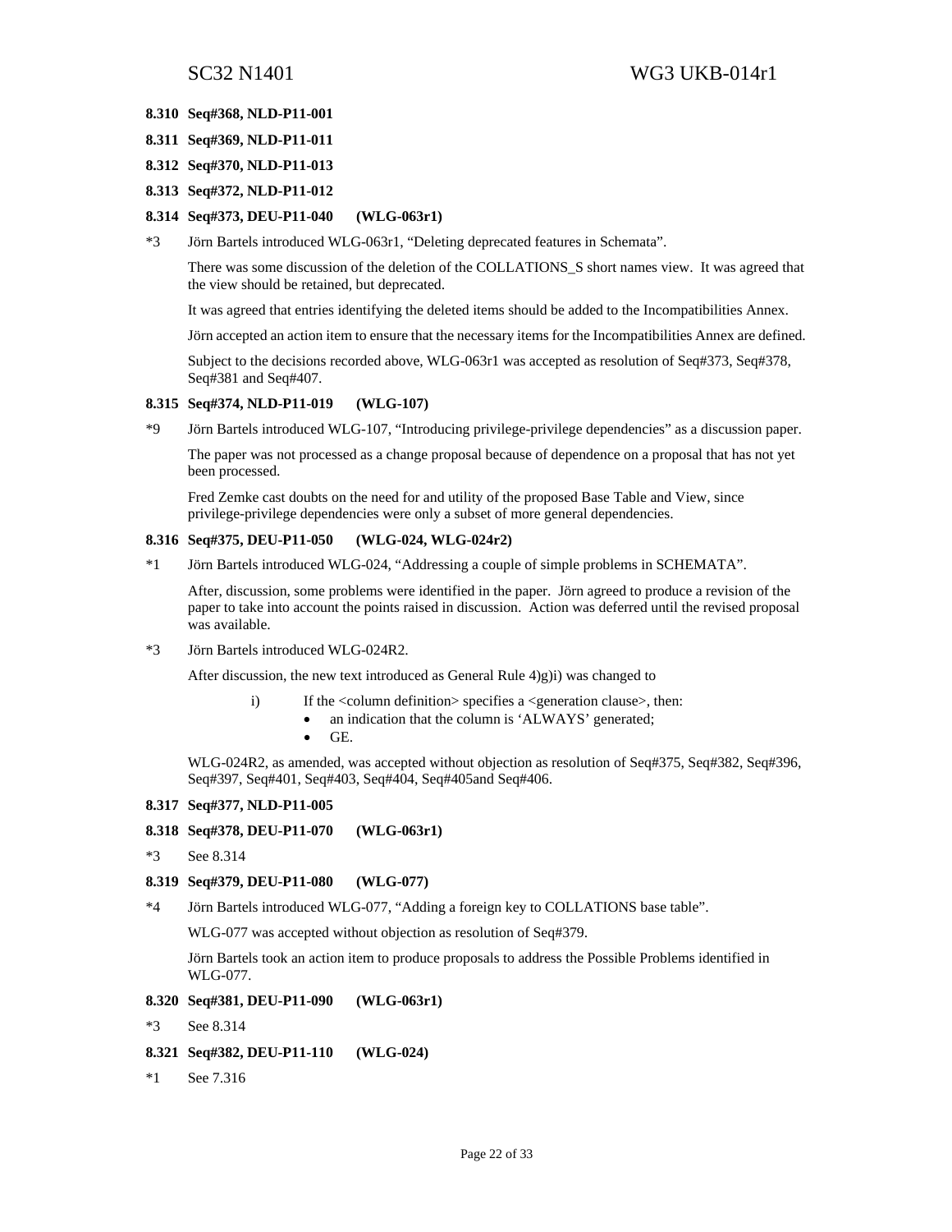#### 8.310 Seq#368, NLD-P11-001

#### 8.311 Seq#369, NLD-P11-011

#### 8.312 Seq#370, NLD-P11-013

#### 8.313 Seq#372, NLD-P11-012

#### 8.314 Seq#373, DEU-P11-040 (WLG-063r1)

*3 Jörn Bartels introduced WLG-063r1, "Deleting deprecated features in Schemata".

There was some discussion of the deletion of the COLLATIONS_S short names view. It was agreed that the view should be retained, but deprecated.

It was agreed that entries identifying the deleted items should be added to the Incompatibilities Annex.

Jörn accepted an action item to ensure that the necessary items for the Incompatibilities Annex are defined.

Subject to the decisions recorded above, WLG-063r1 was accepted as resolution of Seq#373, Seq#378, Seq#381 and Seq#407.

#### 8.315 Seq#374, NLD-P11-019 (WLG-107)

*9 Jörn Bartels introduced WLG-107, "Introducing privilege-privilege dependencies" as a discussion paper.

The paper was not processed as a change proposal because of dependence on a proposal that has not yet been processed.

Fred Zemke cast doubts on the need for and utility of the proposed Base Table and View, since privilege-privilege dependencies were only a subset of more general dependencies.

#### 8.316 Seq#375, DEU-P11-050 (WLG-024, WLG-024r2)

*1 Jörn Bartels introduced WLG-024, "Addressing a couple of simple problems in SCHEMATA".

After, discussion, some problems were identified in the paper. Jörn agreed to produce a revision of the paper to take into account the points raised in discussion. Action was deferred until the revised proposal was available.

*3 Jörn Bartels introduced WLG-024R2.

After discussion, the new text introduced as General Rule 4)g)i) was changed to

i) If the <column definition> specifies a <generation clause>, then:
- an indication that the column is 'ALWAYS' generated;
- GE.

WLG-024R2, as amended, was accepted without objection as resolution of Seq#375, Seq#382, Seq#396, Seq#397, Seq#401, Seq#403, Seq#404, Seq#405and Seq#406.

#### 8.317 Seq#377, NLD-P11-005

#### 8.318 Seq#378, DEU-P11-070 (WLG-063r1)

*3 See 8.314

#### 8.319 Seq#379, DEU-P11-080 (WLG-077)

*4 Jörn Bartels introduced WLG-077, "Adding a foreign key to COLLATIONS base table".

WLG-077 was accepted without objection as resolution of Seq#379.

Jörn Bartels took an action item to produce proposals to address the Possible Problems identified in WLG-077.

#### 8.320 Seq#381, DEU-P11-090 (WLG-063r1)

*3 See 8.314

#### 8.321 Seq#382, DEU-P11-110 (WLG-024)

*1 See 7.316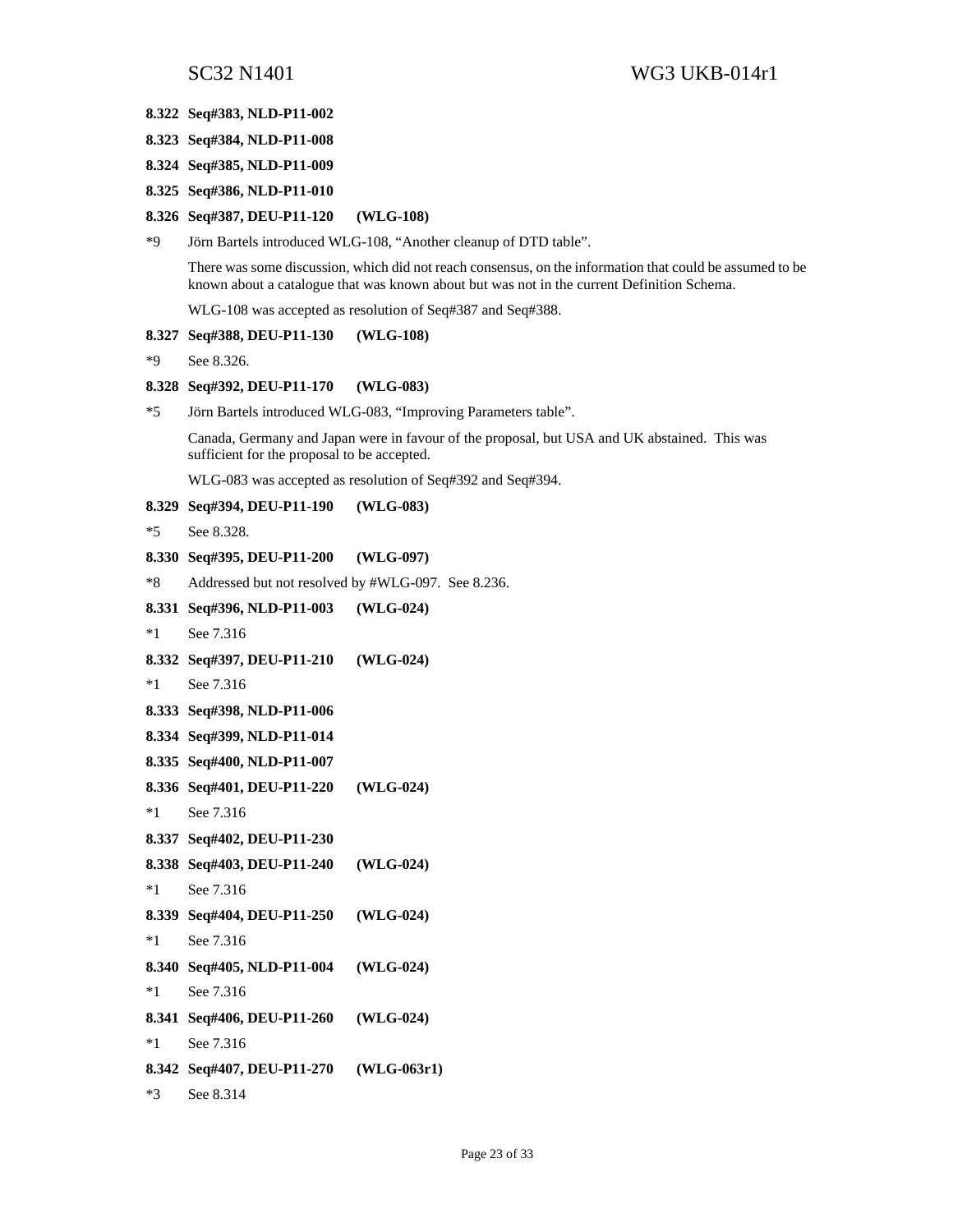### 8.322 Seq#383, NLD-P11-002

### 8.323 Seq#384, NLD-P11-008

### 8.324 Seq#385, NLD-P11-009

### 8.325 Seq#386, NLD-P11-010

### 8.326 Seq#387, DEU-P11-120 (WLG-108)

*9 Jörn Bartels introduced WLG-108, “Another cleanup of DTD table”.

There was some discussion, which did not reach consensus, on the information that could be assumed to be known about a catalogue that was known about but was not in the current Definition Schema.

WLG-108 was accepted as resolution of Seq#387 and Seq#388.

### 8.327 Seq#388, DEU-P11-130 (WLG-108)

*9 See 8.326.

### 8.328 Seq#392, DEU-P11-170 (WLG-083)

*5 Jörn Bartels introduced WLG-083, “Improving Parameters table”.

Canada, Germany and Japan were in favour of the proposal, but USA and UK abstained. This was sufficient for the proposal to be accepted.

WLG-083 was accepted as resolution of Seq#392 and Seq#394.

### 8.329 Seq#394, DEU-P11-190 (WLG-083)

*5 See 8.328.

### 8.330 Seq#395, DEU-P11-200 (WLG-097)

*8 Addressed but not resolved by #WLG-097. See 8.236.

### 8.331 Seq#396, NLD-P11-003 (WLG-024)

*1 See 7.316

### 8.332 Seq#397, DEU-P11-210 (WLG-024)

*1 See 7.316

### 8.333 Seq#398, NLD-P11-006

### 8.334 Seq#399, NLD-P11-014

### 8.335 Seq#400, NLD-P11-007

### 8.336 Seq#401, DEU-P11-220 (WLG-024)

*1 See 7.316

### 8.337 Seq#402, DEU-P11-230

### 8.338 Seq#403, DEU-P11-240 (WLG-024)

*1 See 7.316

### 8.339 Seq#404, DEU-P11-250 (WLG-024)

*1 See 7.316

### 8.340 Seq#405, NLD-P11-004 (WLG-024)

*1 See 7.316

### 8.341 Seq#406, DEU-P11-260 (WLG-024)

*1 See 7.316

### 8.342 Seq#407, DEU-P11-270 (WLG-063r1)

*3 See 8.314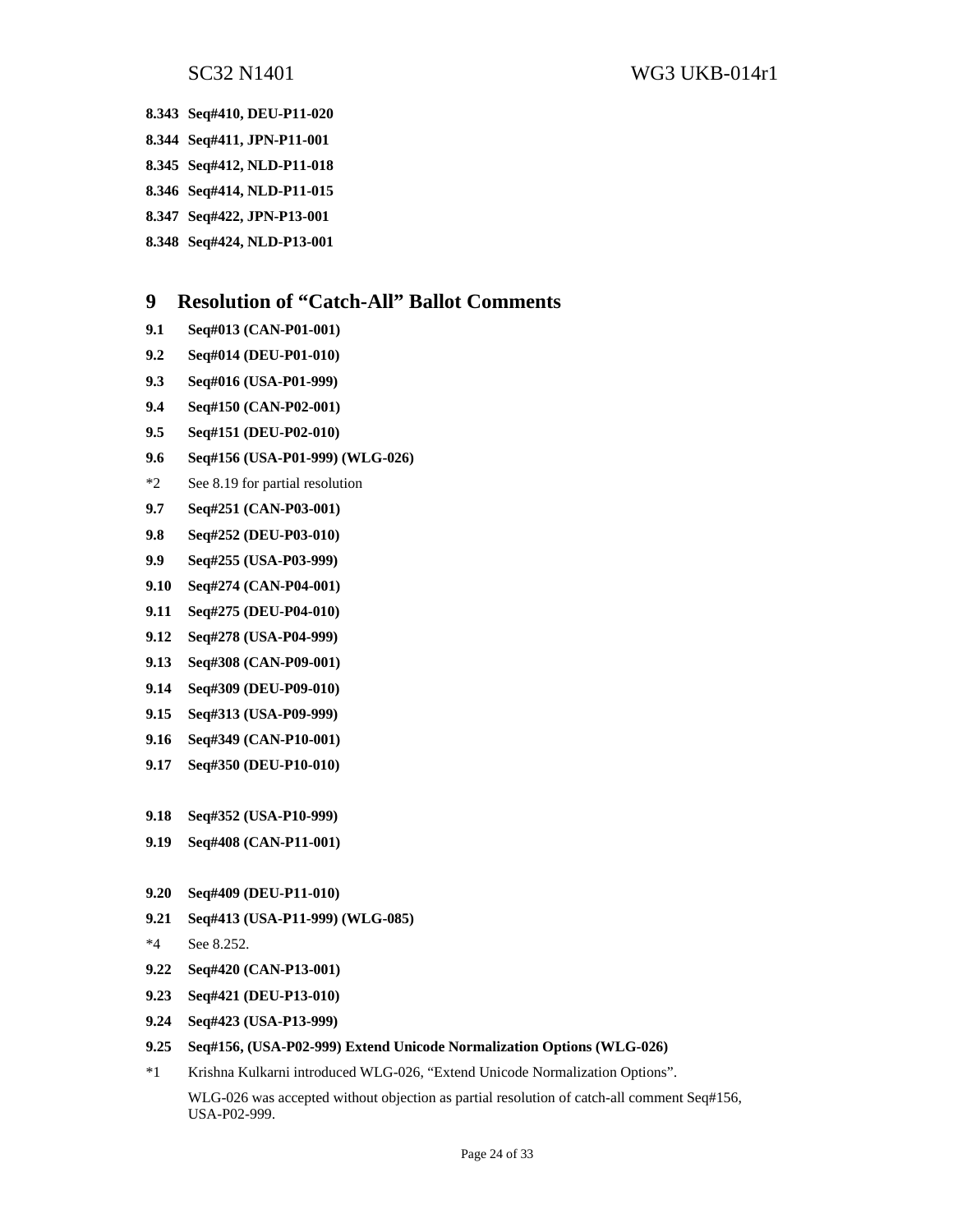**8.343 Seq#410, DEU-P11-020**

**8.344 Seq#411, JPN-P11-001**

**8.345 Seq#412, NLD-P11-018**

**8.346 Seq#414, NLD-P11-015**

**8.347 Seq#422, JPN-P13-001**

**8.348 Seq#424, NLD-P13-001**

# 9 Resolution of "Catch-All" Ballot Comments

**9.1 Seq#013 (CAN-P01-001)**

**9.2 Seq#014 (DEU-P01-010)**

**9.3 Seq#016 (USA-P01-999)**

**9.4 Seq#150 (CAN-P02-001)**

**9.5 Seq#151 (DEU-P02-010)**

**9.6 Seq#156 (USA-P01-999) (WLG-026)**

*2 See 8.19 for partial resolution

**9.7 Seq#251 (CAN-P03-001)**

**9.8 Seq#252 (DEU-P03-010)**

**9.9 Seq#255 (USA-P03-999)**

**9.10 Seq#274 (CAN-P04-001)**

**9.11 Seq#275 (DEU-P04-010)**

**9.12 Seq#278 (USA-P04-999)**

**9.13 Seq#308 (CAN-P09-001)**

**9.14 Seq#309 (DEU-P09-010)**

**9.15 Seq#313 (USA-P09-999)**

**9.16 Seq#349 (CAN-P10-001)**

**9.17 Seq#350 (DEU-P10-010)**

**9.18 Seq#352 (USA-P10-999)**

**9.19 Seq#408 (CAN-P11-001)**

**9.20 Seq#409 (DEU-P11-010)**

**9.21 Seq#413 (USA-P11-999) (WLG-085)**

*4 See 8.252.

**9.22 Seq#420 (CAN-P13-001)**

**9.23 Seq#421 (DEU-P13-010)**

**9.24 Seq#423 (USA-P13-999)**

**9.25 Seq#156, (USA-P02-999) Extend Unicode Normalization Options (WLG-026)**

*1 Krishna Kulkarni introduced WLG-026, "Extend Unicode Normalization Options".

WLG-026 was accepted without objection as partial resolution of catch-all comment Seq#156, USA-P02-999.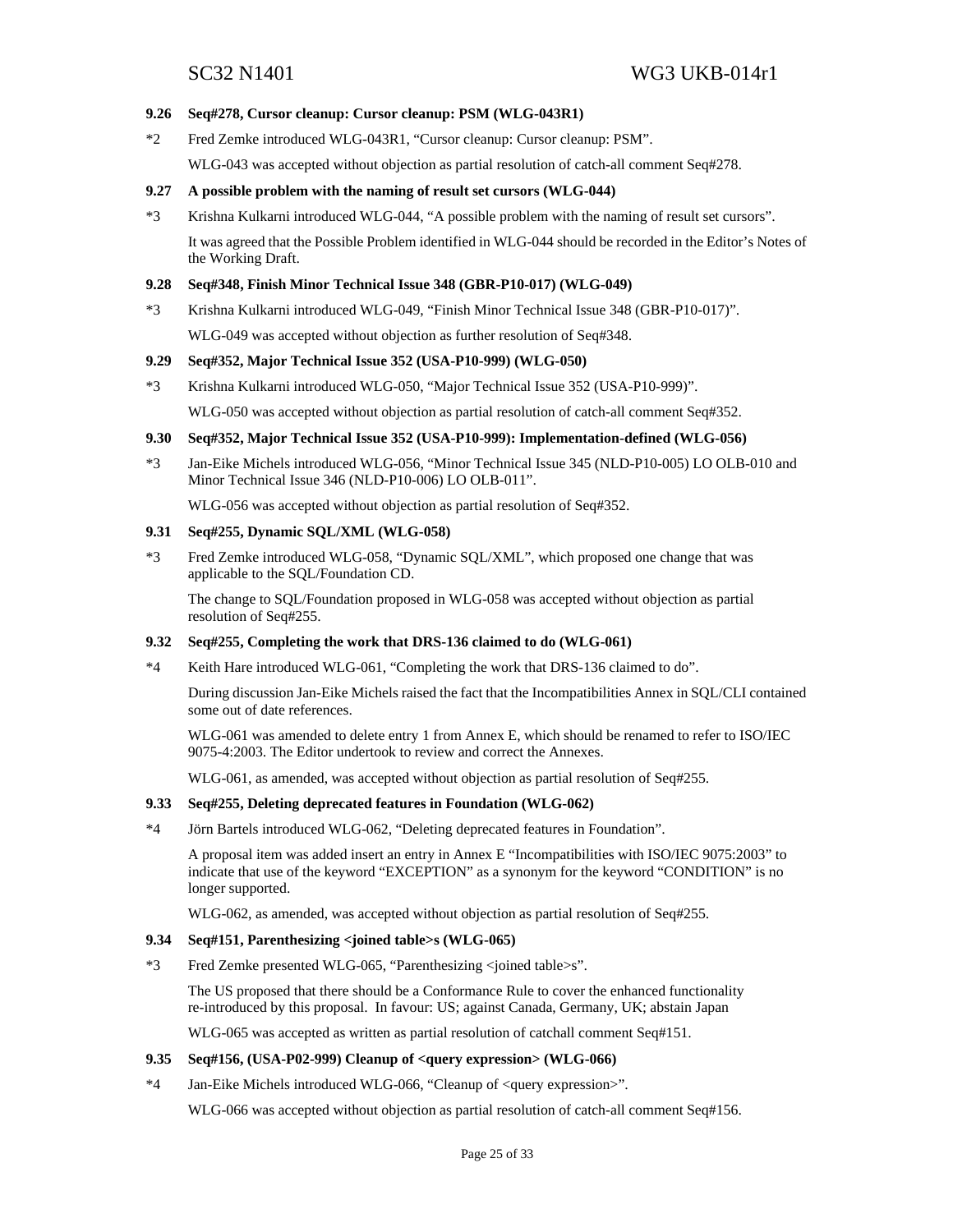### 9.26 Seq#278, Cursor cleanup: Cursor cleanup: PSM (WLG-043R1)

*2 Fred Zemke introduced WLG-043R1, “Cursor cleanup: Cursor cleanup: PSM”.

WLG-043 was accepted without objection as partial resolution of catch-all comment Seq#278.

### 9.27 A possible problem with the naming of result set cursors (WLG-044)

*3 Krishna Kulkarni introduced WLG-044, “A possible problem with the naming of result set cursors”.

It was agreed that the Possible Problem identified in WLG-044 should be recorded in the Editor’s Notes of the Working Draft.

### 9.28 Seq#348, Finish Minor Technical Issue 348 (GBR-P10-017) (WLG-049)

*3 Krishna Kulkarni introduced WLG-049, “Finish Minor Technical Issue 348 (GBR-P10-017)”.

WLG-049 was accepted without objection as further resolution of Seq#348.

### 9.29 Seq#352, Major Technical Issue 352 (USA-P10-999) (WLG-050)

*3 Krishna Kulkarni introduced WLG-050, “Major Technical Issue 352 (USA-P10-999)”.

WLG-050 was accepted without objection as partial resolution of catch-all comment Seq#352.

### 9.30 Seq#352, Major Technical Issue 352 (USA-P10-999): Implementation-defined (WLG-056)

*3 Jan-Eike Michels introduced WLG-056, “Minor Technical Issue 345 (NLD-P10-005) LO OLB-010 and Minor Technical Issue 346 (NLD-P10-006) LO OLB-011”.

WLG-056 was accepted without objection as partial resolution of Seq#352.

### 9.31 Seq#255, Dynamic SQL/XML (WLG-058)

*3 Fred Zemke introduced WLG-058, “Dynamic SQL/XML”, which proposed one change that was applicable to the SQL/Foundation CD.

The change to SQL/Foundation proposed in WLG-058 was accepted without objection as partial resolution of Seq#255.

### 9.32 Seq#255, Completing the work that DRS-136 claimed to do (WLG-061)

*4 Keith Hare introduced WLG-061, “Completing the work that DRS-136 claimed to do”.

During discussion Jan-Eike Michels raised the fact that the Incompatibilities Annex in SQL/CLI contained some out of date references.

WLG-061 was amended to delete entry 1 from Annex E, which should be renamed to refer to ISO/IEC 9075-4:2003. The Editor undertook to review and correct the Annexes.

WLG-061, as amended, was accepted without objection as partial resolution of Seq#255.

### 9.33 Seq#255, Deleting deprecated features in Foundation (WLG-062)

*4 Jörn Bartels introduced WLG-062, “Deleting deprecated features in Foundation”.

A proposal item was added insert an entry in Annex E “Incompatibilities with ISO/IEC 9075:2003” to indicate that use of the keyword “EXCEPTION” as a synonym for the keyword “CONDITION” is no longer supported.

WLG-062, as amended, was accepted without objection as partial resolution of Seq#255.

### 9.34 Seq#151, Parenthesizing <joined table>s (WLG-065)

*3 Fred Zemke presented WLG-065, “Parenthesizing <joined table>s”.

The US proposed that there should be a Conformance Rule to cover the enhanced functionality re-introduced by this proposal. In favour: US; against Canada, Germany, UK; abstain Japan

WLG-065 was accepted as written as partial resolution of catchall comment Seq#151.

### 9.35 Seq#156, (USA-P02-999) Cleanup of <query expression> (WLG-066)

*4 Jan-Eike Michels introduced WLG-066, “Cleanup of <query expression>”.

WLG-066 was accepted without objection as partial resolution of catch-all comment Seq#156.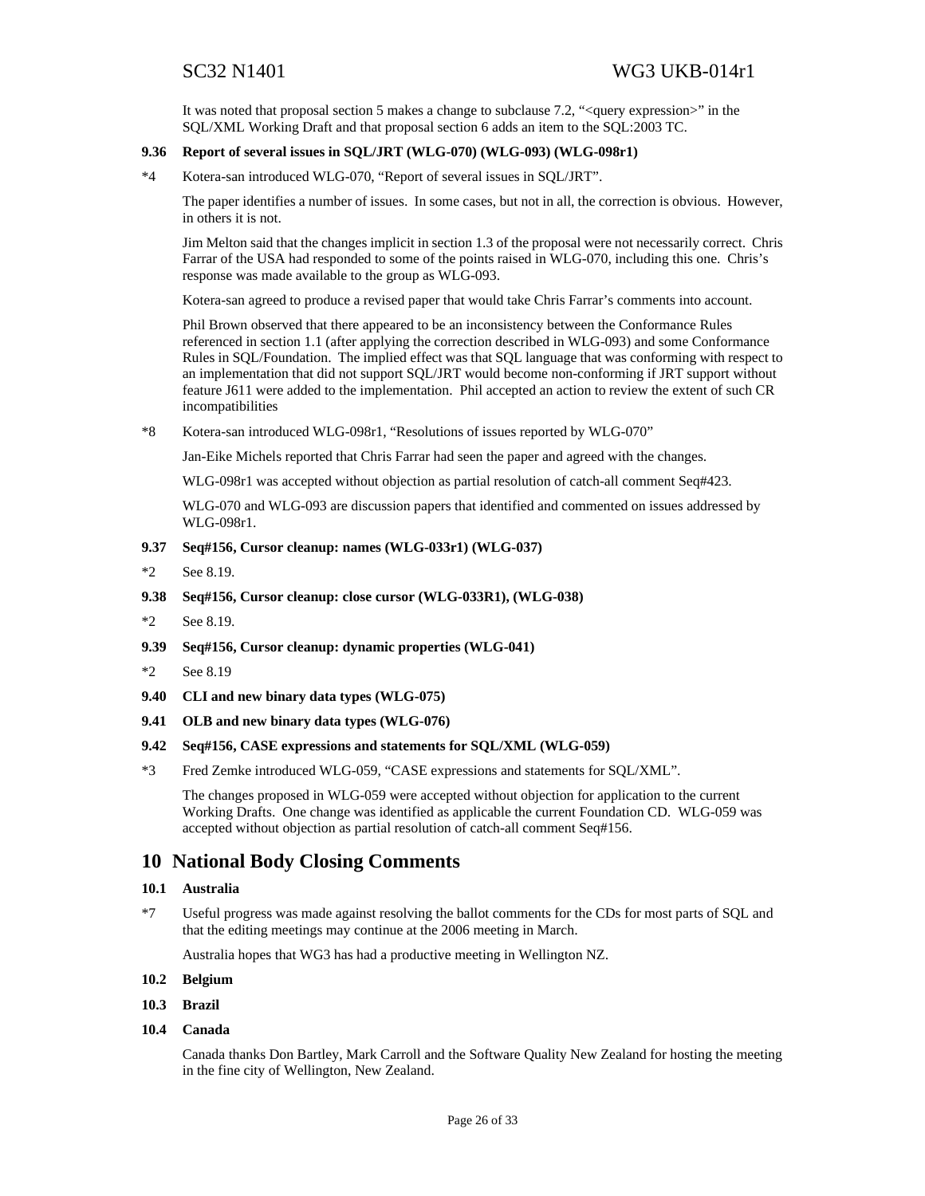It was noted that proposal section 5 makes a change to subclause 7.2, "<query expression>" in the SQL/XML Working Draft and that proposal section 6 adds an item to the SQL:2003 TC.

### 9.36 Report of several issues in SQL/JRT (WLG-070) (WLG-093) (WLG-098r1)

*4 Kotera-san introduced WLG-070, "Report of several issues in SQL/JRT".

The paper identifies a number of issues. In some cases, but not in all, the correction is obvious. However, in others it is not.

Jim Melton said that the changes implicit in section 1.3 of the proposal were not necessarily correct. Chris Farrar of the USA had responded to some of the points raised in WLG-070, including this one. Chris's response was made available to the group as WLG-093.

Kotera-san agreed to produce a revised paper that would take Chris Farrar's comments into account.

Phil Brown observed that there appeared to be an inconsistency between the Conformance Rules referenced in section 1.1 (after applying the correction described in WLG-093) and some Conformance Rules in SQL/Foundation. The implied effect was that SQL language that was conforming with respect to an implementation that did not support SQL/JRT would become non-conforming if JRT support without feature J611 were added to the implementation. Phil accepted an action to review the extent of such CR incompatibilities

*8 Kotera-san introduced WLG-098r1, "Resolutions of issues reported by WLG-070"

Jan-Eike Michels reported that Chris Farrar had seen the paper and agreed with the changes.

WLG-098r1 was accepted without objection as partial resolution of catch-all comment Seq#423.

WLG-070 and WLG-093 are discussion papers that identified and commented on issues addressed by WLG-098r1.

### 9.37 Seq#156, Cursor cleanup: names (WLG-033r1) (WLG-037)

*2 See 8.19.

### 9.38 Seq#156, Cursor cleanup: close cursor (WLG-033R1), (WLG-038)

*2 See 8.19.

### 9.39 Seq#156, Cursor cleanup: dynamic properties (WLG-041)

*2 See 8.19

### 9.40 CLI and new binary data types (WLG-075)

### 9.41 OLB and new binary data types (WLG-076)

### 9.42 Seq#156, CASE expressions and statements for SQL/XML (WLG-059)

*3 Fred Zemke introduced WLG-059, "CASE expressions and statements for SQL/XML".

The changes proposed in WLG-059 were accepted without objection for application to the current Working Drafts. One change was identified as applicable the current Foundation CD. WLG-059 was accepted without objection as partial resolution of catch-all comment Seq#156.

## 10 National Body Closing Comments

### 10.1 Australia

*7 Useful progress was made against resolving the ballot comments for the CDs for most parts of SQL and that the editing meetings may continue at the 2006 meeting in March.

Australia hopes that WG3 has had a productive meeting in Wellington NZ.

### 10.2 Belgium

### 10.3 Brazil

### 10.4 Canada

Canada thanks Don Bartley, Mark Carroll and the Software Quality New Zealand for hosting the meeting in the fine city of Wellington, New Zealand.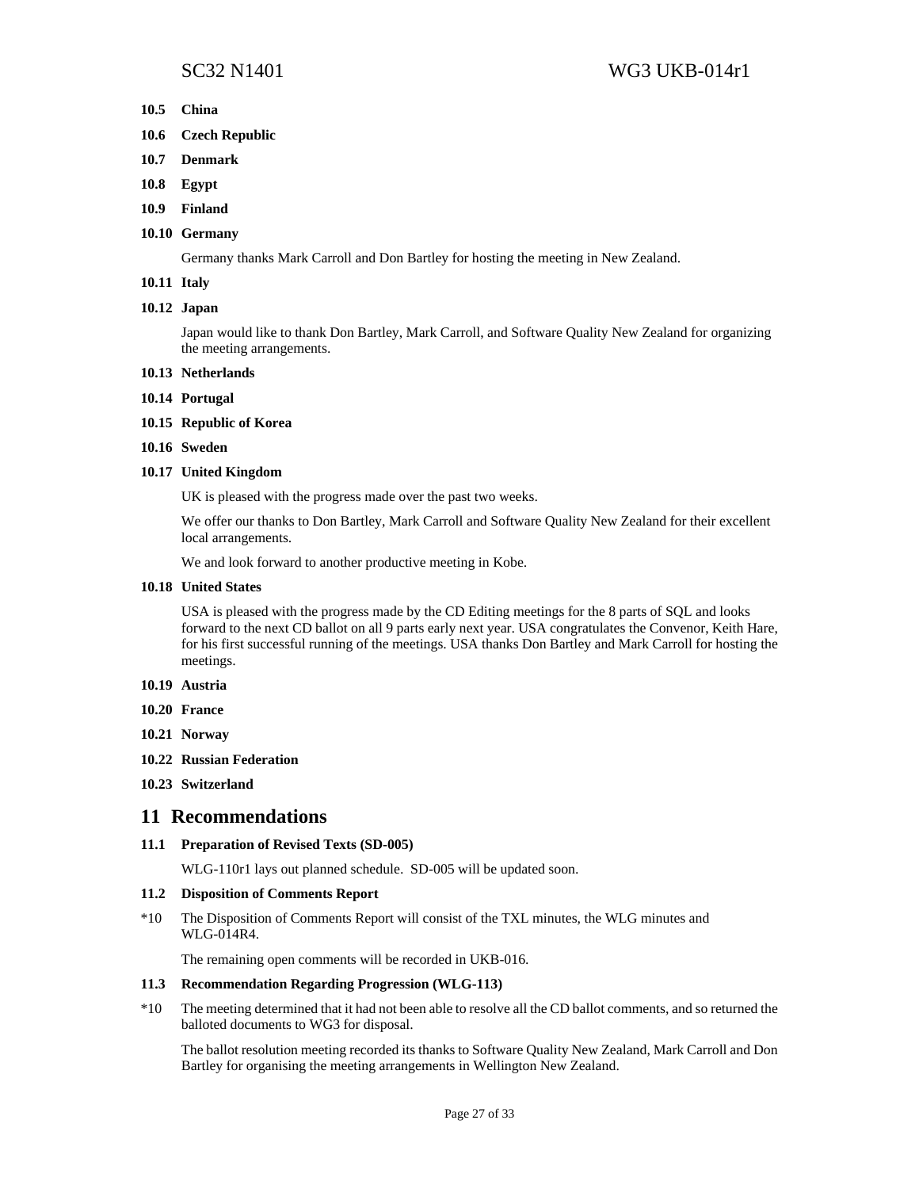### 10.5 China

### 10.6 Czech Republic

### 10.7 Denmark

### 10.8 Egypt

### 10.9 Finland

### 10.10 Germany

Germany thanks Mark Carroll and Don Bartley for hosting the meeting in New Zealand.

### 10.11 Italy

### 10.12 Japan

Japan would like to thank Don Bartley, Mark Carroll, and Software Quality New Zealand for organizing the meeting arrangements.

### 10.13 Netherlands

### 10.14 Portugal

### 10.15 Republic of Korea

### 10.16 Sweden

### 10.17 United Kingdom

UK is pleased with the progress made over the past two weeks.

We offer our thanks to Don Bartley, Mark Carroll and Software Quality New Zealand for their excellent local arrangements.

We and look forward to another productive meeting in Kobe.

### 10.18 United States

USA is pleased with the progress made by the CD Editing meetings for the 8 parts of SQL and looks forward to the next CD ballot on all 9 parts early next year. USA congratulates the Convenor, Keith Hare, for his first successful running of the meetings. USA thanks Don Bartley and Mark Carroll for hosting the meetings.

### 10.19 Austria

### 10.20 France

### 10.21 Norway

### 10.22 Russian Federation

### 10.23 Switzerland

## 11 Recommendations

### 11.1 Preparation of Revised Texts (SD-005)

WLG-110r1 lays out planned schedule. SD-005 will be updated soon.

### 11.2 Disposition of Comments Report

*10 The Disposition of Comments Report will consist of the TXL minutes, the WLG minutes and WLG-014R4.

The remaining open comments will be recorded in UKB-016.

### 11.3 Recommendation Regarding Progression (WLG-113)

*10 The meeting determined that it had not been able to resolve all the CD ballot comments, and so returned the balloted documents to WG3 for disposal.

The ballot resolution meeting recorded its thanks to Software Quality New Zealand, Mark Carroll and Don Bartley for organising the meeting arrangements in Wellington New Zealand.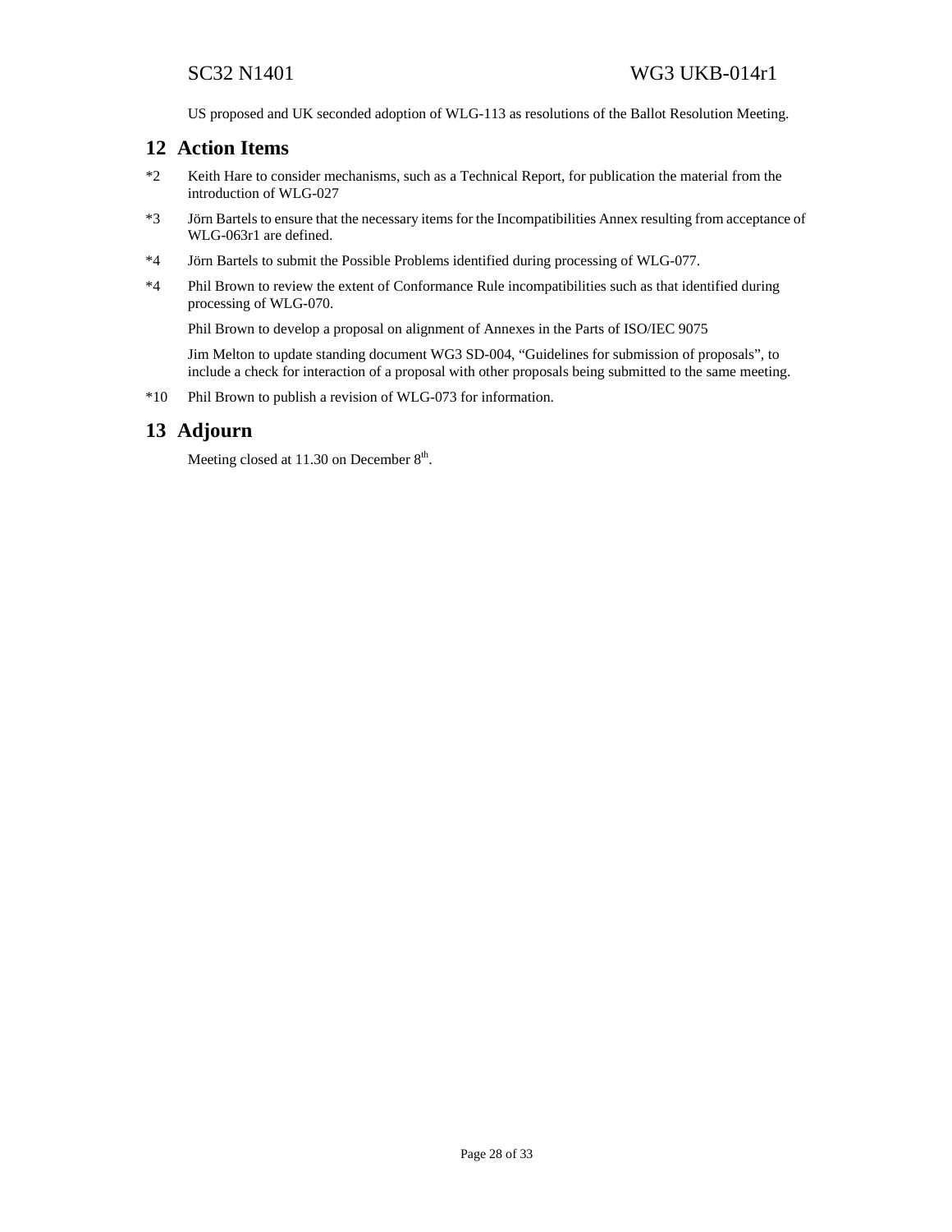US proposed and UK seconded adoption of WLG-113 as resolutions of the Ballot Resolution Meeting.

## 12 Action Items

*2 Keith Hare to consider mechanisms, such as a Technical Report, for publication the material from the introduction of WLG-027

*3 Jörn Bartels to ensure that the necessary items for the Incompatibilities Annex resulting from acceptance of WLG-063r1 are defined.

*4 Jörn Bartels to submit the Possible Problems identified during processing of WLG-077.

*4 Phil Brown to review the extent of Conformance Rule incompatibilities such as that identified during processing of WLG-070.

Phil Brown to develop a proposal on alignment of Annexes in the Parts of ISO/IEC 9075

Jim Melton to update standing document WG3 SD-004, "Guidelines for submission of proposals", to include a check for interaction of a proposal with other proposals being submitted to the same meeting.

*10 Phil Brown to publish a revision of WLG-073 for information.

## 13 Adjourn

Meeting closed at 11.30 on December 8th.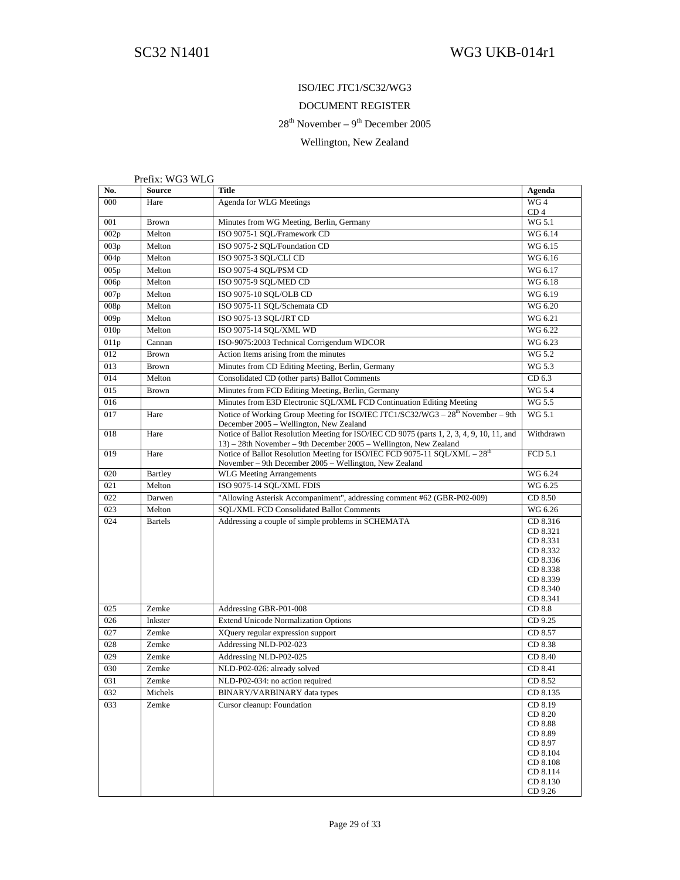SC32 N1401 WG3 UKB-014r1

ISO/IEC JTC1/SC32/WG3

DOCUMENT REGISTER

28th November – 9th December 2005

Wellington, New Zealand

Prefix: WG3 WLG

| No. | Source | Title | Agenda |
|---|---|---|---|
| 000 | Hare | Agenda for WLG Meetings | WG 4<br>CD 4 |
| 001 | Brown | Minutes from WG Meeting, Berlin, Germany | WG 5.1 |
| 002p | Melton | ISO 9075-1 SQL/Framework CD | WG 6.14 |
| 003p | Melton | ISO 9075-2 SQL/Foundation CD | WG 6.15 |
| 004p | Melton | ISO 9075-3 SQL/CLI CD | WG 6.16 |
| 005p | Melton | ISO 9075-4 SQL/PSM CD | WG 6.17 |
| 006p | Melton | ISO 9075-9 SQL/MED CD | WG 6.18 |
| 007p | Melton | ISO 9075-10 SQL/OLB CD | WG 6.19 |
| 008p | Melton | ISO 9075-11 SQL/Schemata CD | WG 6.20 |
| 009p | Melton | ISO 9075-13 SQL/JRT CD | WG 6.21 |
| 010p | Melton | ISO 9075-14 SQL/XML WD | WG 6.22 |
| 011p | Cannan | ISO-9075:2003 Technical Corrigendum WDCOR | WG 6.23 |
| 012 | Brown | Action Items arising from the minutes | WG 5.2 |
| 013 | Brown | Minutes from CD Editing Meeting, Berlin, Germany | WG 5.3 |
| 014 | Melton | Consolidated CD (other parts) Ballot Comments | CD 6.3 |
| 015 | Brown | Minutes from FCD Editing Meeting, Berlin, Germany | WG 5.4 |
| 016 | | Minutes from E3D Electronic SQL/XML FCD Continuation Editing Meeting | WG 5.5 |
| 017 | Hare | Notice of Working Group Meeting for ISO/IEC JTC1/SC32/WG3 – 28th November – 9th December 2005 – Wellington, New Zealand | WG 5.1 |
| 018 | Hare | Notice of Ballot Resolution Meeting for ISO/IEC CD 9075 (parts 1, 2, 3, 4, 9, 10, 11, and 13) – 28th November – 9th December 2005 – Wellington, New Zealand | Withdrawn |
| 019 | Hare | Notice of Ballot Resolution Meeting for ISO/IEC FCD 9075-11 SQL/XML – 28th November – 9th December 2005 – Wellington, New Zealand | FCD 5.1 |
| 020 | Bartley | WLG Meeting Arrangements | WG 6.24 |
| 021 | Melton | ISO 9075-14 SQL/XML FDIS | WG 6.25 |
| 022 | Darwen | "Allowing Asterisk Accompaniment", addressing comment #62 (GBR-P02-009) | CD 8.50 |
| 023 | Melton | SQL/XML FCD Consolidated Ballot Comments | WG 6.26 |
| 024 | Bartels | Addressing a couple of simple problems in SCHEMATA | CD 8.316<br>CD 8.321<br>CD 8.331<br>CD 8.332<br>CD 8.336<br>CD 8.338<br>CD 8.339<br>CD 8.340<br>CD 8.341 |
| 025 | Zemke | Addressing GBR-P01-008 | CD 8.8 |
| 026 | Inkster | Extend Unicode Normalization Options | CD 9.25 |
| 027 | Zemke | XQuery regular expression support | CD 8.57 |
| 028 | Zemke | Addressing NLD-P02-023 | CD 8.38 |
| 029 | Zemke | Addressing NLD-P02-025 | CD 8.40 |
| 030 | Zemke | NLD-P02-026: already solved | CD 8.41 |
| 031 | Zemke | NLD-P02-034: no action required | CD 8.52 |
| 032 | Michels | BINARY/VARBINARY data types | CD 8.135 |
| 033 | Zemke | Cursor cleanup: Foundation | CD 8.19<br>CD 8.20<br>CD 8.88<br>CD 8.89<br>CD 8.97<br>CD 8.104<br>CD 8.108<br>CD 8.114<br>CD 8.130<br>CD 9.26 |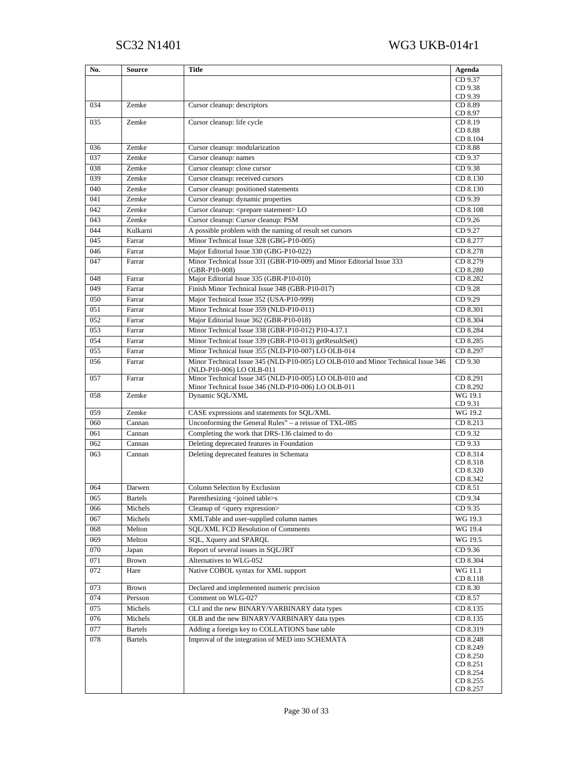| No. | Source | Title | Agenda |
|---|---|---|---|
| | | | CD 9.37<br>CD 9.38<br>CD 9.39 |
| 034 | Zemke | Cursor cleanup: descriptors | CD 8.89<br>CD 8.97 |
| 035 | Zemke | Cursor cleanup: life cycle | CD 8.19<br>CD 8.88<br>CD 8.104 |
| 036 | Zemke | Cursor cleanup: modularization | CD 8.88 |
| 037 | Zemke | Cursor cleanup: names | CD 9.37 |
| 038 | Zemke | Cursor cleanup: close cursor | CD 9.38 |
| 039 | Zemke | Cursor cleanup: received cursors | CD 8.130 |
| 040 | Zemke | Cursor cleanup: positioned statements | CD 8.130 |
| 041 | Zemke | Cursor cleanup: dynamic properties | CD 9.39 |
| 042 | Zemke | Cursor cleanup: <prepare statement> LO | CD 8.108 |
| 043 | Zemke | Cursor cleanup: Cursor cleanup: PSM | CD 9.26 |
| 044 | Kulkarni | A possible problem with the naming of result set cursors | CD 9.27 |
| 045 | Farrar | Minor Technical Issue 328 (GBG-P10-005) | CD 8.277 |
| 046 | Farrar | Major Editorial Issue 330 (GBG-P10-022) | CD 8.278 |
| 047 | Farrar | Minor Technical Issue 331 (GBR-P10-009) and Minor Editorial Issue 333 (GBR-P10-008) | CD 8.279<br>CD 8.280 |
| 048 | Farrar | Major Editorial Issue 335 (GBR-P10-010) | CD 8.282 |
| 049 | Farrar | Finish Minor Technical Issue 348 (GBR-P10-017) | CD 9.28 |
| 050 | Farrar | Major Technical Issue 352 (USA-P10-999) | CD 9.29 |
| 051 | Farrar | Minor Technical Issue 359 (NLD-P10-011) | CD 8.301 |
| 052 | Farrar | Major Editorial Issue 362 (GBR-P10-018) | CD 8.304 |
| 053 | Farrar | Minor Technical Issue 338 (GBR-P10-012) P10-4.17.1 | CD 8.284 |
| 054 | Farrar | Minor Technical Issue 339 (GBR-P10-013) getResultSet() | CD 8.285 |
| 055 | Farrar | Minor Technical Issue 355 (NLD-P10-007) LO OLB-014 | CD 8.297 |
| 056 | Farrar | Minor Technical Issue 345 (NLD-P10-005) LO OLB-010 and Minor Technical Issue 346 (NLD-P10-006) LO OLB-011 | CD 9.30 |
| 057 | Farrar | Minor Technical Issue 345 (NLD-P10-005) LO OLB-010 and<br>Minor Technical Issue 346 (NLD-P10-006) LO OLB-011 | CD 8.291<br>CD 8.292 |
| 058 | Zemke | Dynamic SQL/XML | WG 19.1<br>CD 9.31 |
| 059 | Zemke | CASE expressions and statements for SQL/XML | WG 19.2 |
| 060 | Cannan | Unconforming the General Rules" – a reissue of TXL-085 | CD 8.213 |
| 061 | Cannan | Completing the work that DRS-136 claimed to do | CD 9.32 |
| 062 | Cannan | Deleting deprecated features in Foundation | CD 9.33 |
| 063 | Cannan | Deleting deprecated features in Schemata | CD 8.314<br>CD 8.318<br>CD 8.320<br>CD 8.342 |
| 064 | Darwen | Column Selection by Exclusion | CD 8.51 |
| 065 | Bartels | Parenthesizing <joined table>s | CD 9.34 |
| 066 | Michels | Cleanup of <query expression> | CD 9.35 |
| 067 | Michels | XMLTable and user-supplied column names | WG 19.3 |
| 068 | Melton | SQL/XML FCD Resolution of Comments | WG 19.4 |
| 069 | Melton | SQL, Xquery and SPARQL | WG 19.5 |
| 070 | Japan | Report of several issues in SQL/JRT | CD 9.36 |
| 071 | Brown | Alternatives to WLG-052 | CD 8.304 |
| 072 | Hare | Native COBOL syntax for XML support | WG 11.1<br>CD 8.118 |
| 073 | Brown | Declared and implemented numeric precision | CD 8.30 |
| 074 | Persson | Comment on WLG-027 | CD 8.57 |
| 075 | Michels | CLI and the new BINARY/VARBINARY data types | CD 8.135 |
| 076 | Michels | OLB and the new BINARY/VARBINARY data types | CD 8.135 |
| 077 | Bartels | Adding a foreign key to COLLATIONS base table | CD 8.319 |
| 078 | Bartels | Improval of the integration of MED into SCHEMATA | CD 8.248<br>CD 8.249<br>CD 8.250<br>CD 8.251<br>CD 8.254<br>CD 8.255<br>CD 8.257 |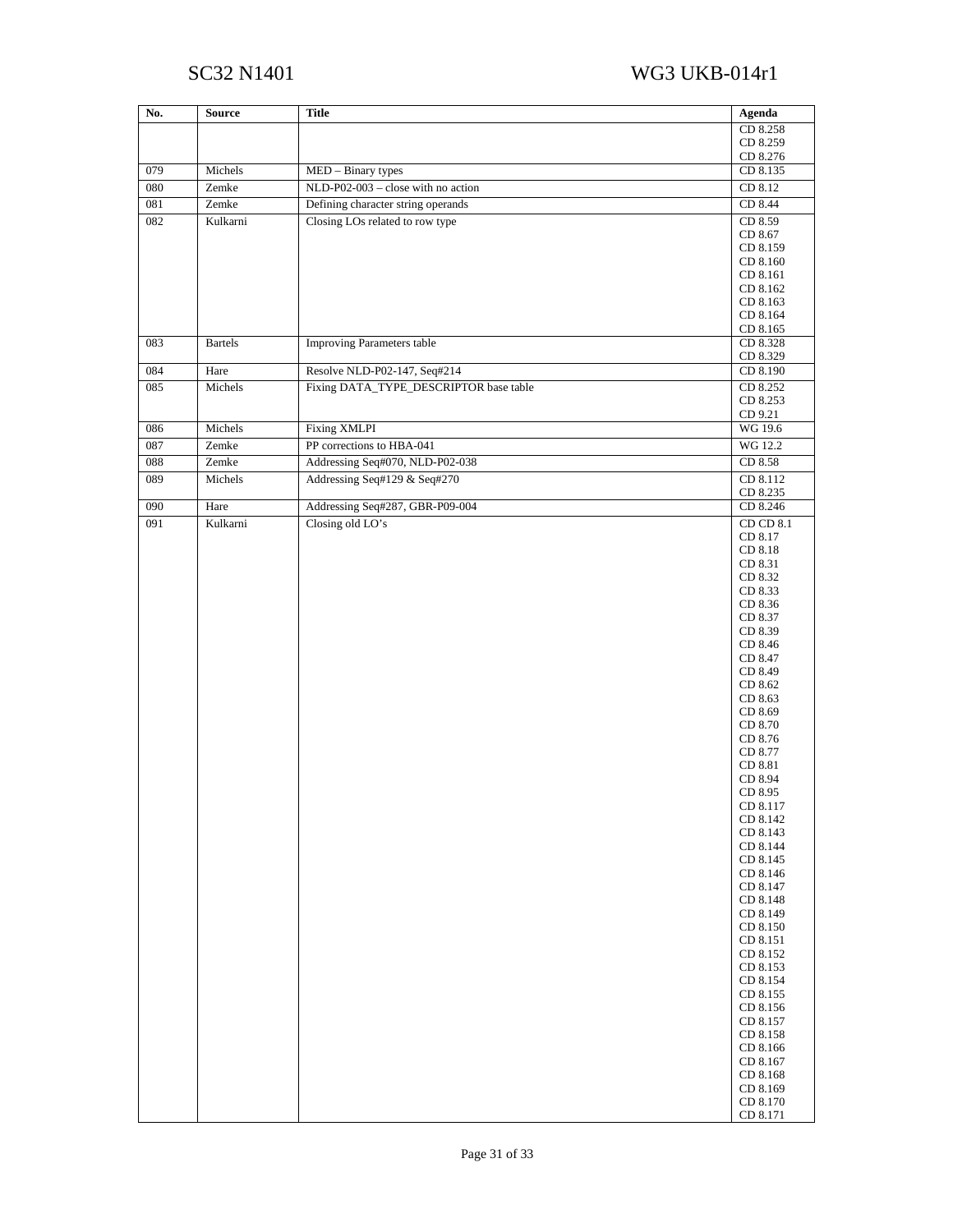| No. | Source | Title | Agenda |
|---|---|---|---|
| | | | CD 8.258<br>CD 8.259<br>CD 8.276 |
| 079 | Michels | MED – Binary types | CD 8.135 |
| 080 | Zemke | NLD-P02-003 – close with no action | CD 8.12 |
| 081 | Zemke | Defining character string operands | CD 8.44 |
| 082 | Kulkarni | Closing LOs related to row type | CD 8.59<br>CD 8.67<br>CD 8.159<br>CD 8.160<br>CD 8.161<br>CD 8.162<br>CD 8.163<br>CD 8.164<br>CD 8.165 |
| 083 | Bartels | Improving Parameters table | CD 8.328<br>CD 8.329 |
| 084 | Hare | Resolve NLD-P02-147, Seq#214 | CD 8.190 |
| 085 | Michels | Fixing DATA_TYPE_DESCRIPTOR base table | CD 8.252<br>CD 8.253<br>CD 9.21 |
| 086 | Michels | Fixing XMLPI | WG 19.6 |
| 087 | Zemke | PP corrections to HBA-041 | WG 12.2 |
| 088 | Zemke | Addressing Seq#070, NLD-P02-038 | CD 8.58 |
| 089 | Michels | Addressing Seq#129 & Seq#270 | CD 8.112<br>CD 8.235 |
| 090 | Hare | Addressing Seq#287, GBR-P09-004 | CD 8.246 |
| 091 | Kulkarni | Closing old LO's | CD CD 8.1<br>CD 8.17<br>CD 8.18<br>CD 8.31<br>CD 8.32<br>CD 8.33<br>CD 8.36<br>CD 8.37<br>CD 8.39<br>CD 8.46<br>CD 8.47<br>CD 8.49<br>CD 8.62<br>CD 8.63<br>CD 8.69<br>CD 8.70<br>CD 8.76<br>CD 8.77<br>CD 8.81<br>CD 8.94<br>CD 8.95<br>CD 8.117<br>CD 8.142<br>CD 8.143<br>CD 8.144<br>CD 8.145<br>CD 8.146<br>CD 8.147<br>CD 8.148<br>CD 8.149<br>CD 8.150<br>CD 8.151<br>CD 8.152<br>CD 8.153<br>CD 8.154<br>CD 8.155<br>CD 8.156<br>CD 8.157<br>CD 8.158<br>CD 8.166<br>CD 8.167<br>CD 8.168<br>CD 8.169<br>CD 8.170<br>CD 8.171 |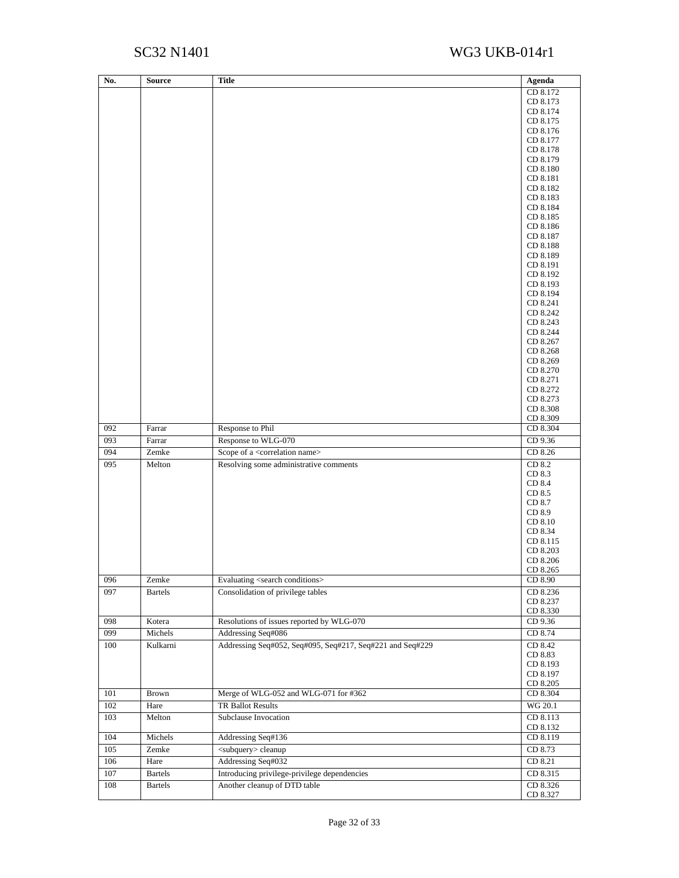| No. | Source | Title | Agenda |
|---|---|---|---|
| | | | CD 8.172<br>CD 8.173<br>CD 8.174<br>CD 8.175<br>CD 8.176<br>CD 8.177<br>CD 8.178<br>CD 8.179<br>CD 8.180<br>CD 8.181<br>CD 8.182<br>CD 8.183<br>CD 8.184<br>CD 8.185<br>CD 8.186<br>CD 8.187<br>CD 8.188<br>CD 8.189<br>CD 8.191<br>CD 8.192<br>CD 8.193<br>CD 8.194<br>CD 8.241<br>CD 8.242<br>CD 8.243<br>CD 8.244<br>CD 8.267<br>CD 8.268<br>CD 8.269<br>CD 8.270<br>CD 8.271<br>CD 8.272<br>CD 8.273<br>CD 8.308<br>CD 8.309 |
| 092 | Farrar | Response to Phil | CD 8.304 |
| 093 | Farrar | Response to WLG-070 | CD 9.36 |
| 094 | Zemke | Scope of a <correlation name> | CD 8.26 |
| 095 | Melton | Resolving some administrative comments | CD 8.2<br>CD 8.3<br>CD 8.4<br>CD 8.5<br>CD 8.7<br>CD 8.9<br>CD 8.10<br>CD 8.34<br>CD 8.115<br>CD 8.203<br>CD 8.206<br>CD 8.265 |
| 096 | Zemke | Evaluating <search conditions> | CD 8.90 |
| 097 | Bartels | Consolidation of privilege tables | CD 8.236<br>CD 8.237<br>CD 8.330 |
| 098 | Kotera | Resolutions of issues reported by WLG-070 | CD 9.36 |
| 099 | Michels | Addressing Seq#086 | CD 8.74 |
| 100 | Kulkarni | Addressing Seq#052, Seq#095, Seq#217, Seq#221 and Seq#229 | CD 8.42<br>CD 8.83<br>CD 8.193<br>CD 8.197<br>CD 8.205 |
| 101 | Brown | Merge of WLG-052 and WLG-071 for #362 | CD 8.304 |
| 102 | Hare | TR Ballot Results | WG 20.1 |
| 103 | Melton | Subclause Invocation | CD 8.113<br>CD 8.132 |
| 104 | Michels | Addressing Seq#136 | CD 8.119 |
| 105 | Zemke | <subquery> cleanup | CD 8.73 |
| 106 | Hare | Addressing Seq#032 | CD 8.21 |
| 107 | Bartels | Introducing privilege-privilege dependencies | CD 8.315 |
| 108 | Bartels | Another cleanup of DTD table | CD 8.326<br>CD 8.327 |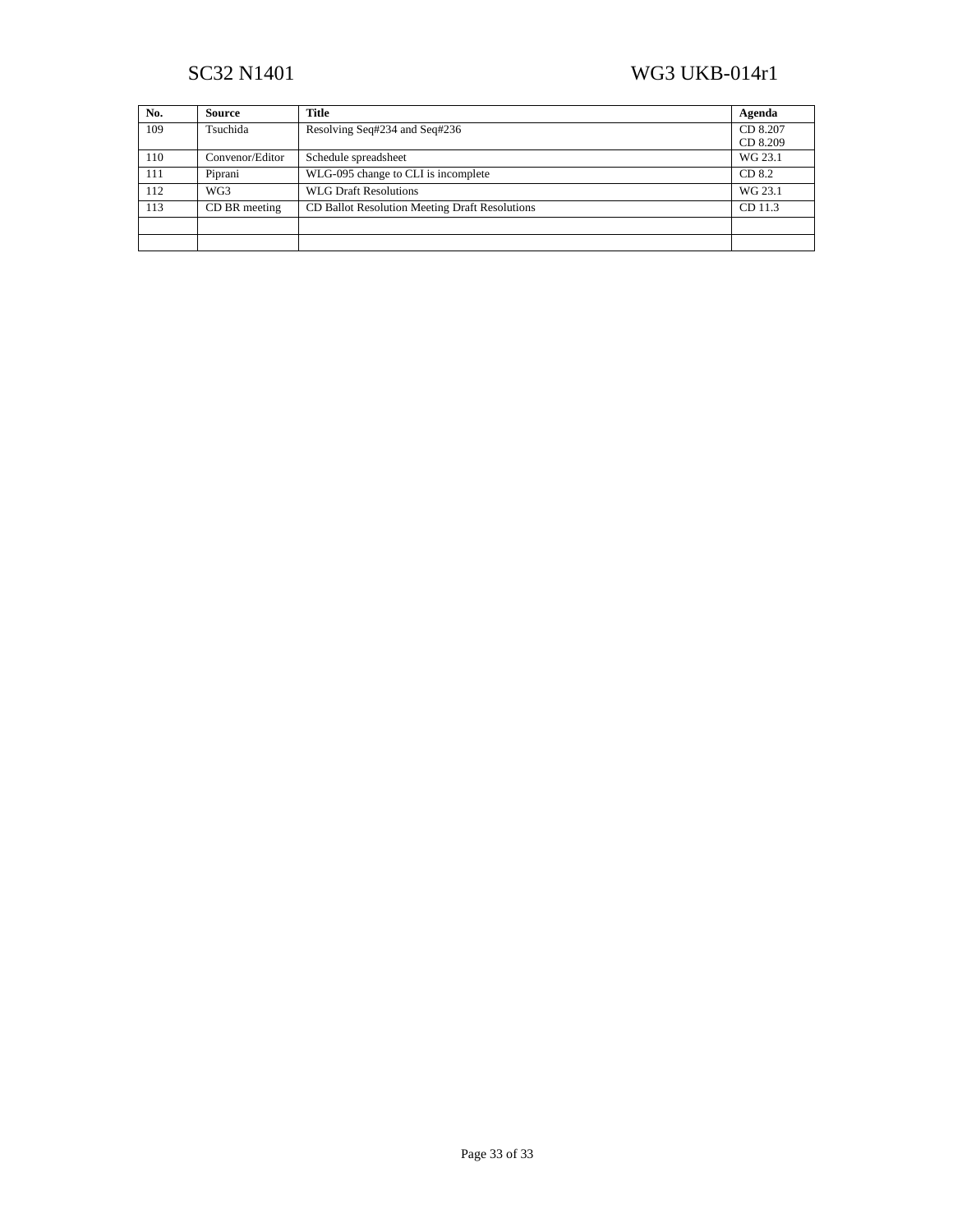| No. | Source | Title | Agenda |
| --- | --- | --- | --- |
| 109 | Tsuchida | Resolving Seq#234 and Seq#236 | CD 8.207<br>CD 8.209 |
| 110 | Convenor/Editor | Schedule spreadsheet | WG 23.1 |
| 111 | Piprani | WLG-095 change to CLI is incomplete | CD 8.2 |
| 112 | WG3 | WLG Draft Resolutions | WG 23.1 |
| 113 | CD BR meeting | CD Ballot Resolution Meeting Draft Resolutions | CD 11.3 |
| | | | |
| | | | |